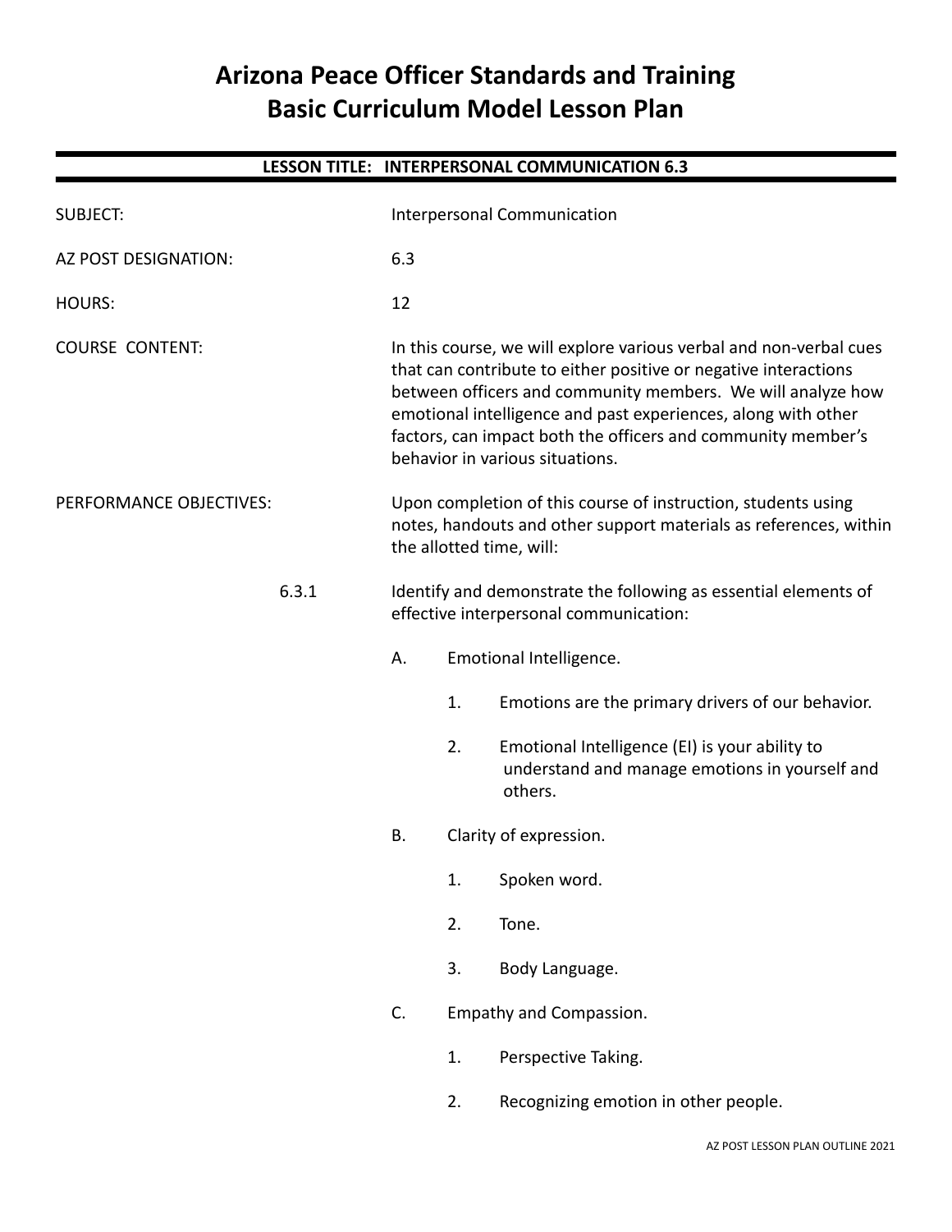# Arizona Peace Officer Standards and Training
# Basic Curriculum Model Lesson Plan

## LESSON TITLE: INTERPERSONAL COMMUNICATION 6.3

SUBJECT: Interpersonal Communication

AZ POST DESIGNATION: 6.3

HOURS: 12

COURSE CONTENT: In this course, we will explore various verbal and non-verbal cues that can contribute to either positive or negative interactions between officers and community members. We will analyze how emotional intelligence and past experiences, along with other factors, can impact both the officers and community member's behavior in various situations.

PERFORMANCE OBJECTIVES: Upon completion of this course of instruction, students using notes, handouts and other support materials as references, within the allotted time, will:

6.3.1 Identify and demonstrate the following as essential elements of effective interpersonal communication:

- A. Emotional Intelligence.
  1. Emotions are the primary drivers of our behavior.
  2. Emotional Intelligence (EI) is your ability to understand and manage emotions in yourself and others.
- B. Clarity of expression.
  1. Spoken word.
  2. Tone.
  3. Body Language.
- C. Empathy and Compassion.
  1. Perspective Taking.
  2. Recognizing emotion in other people.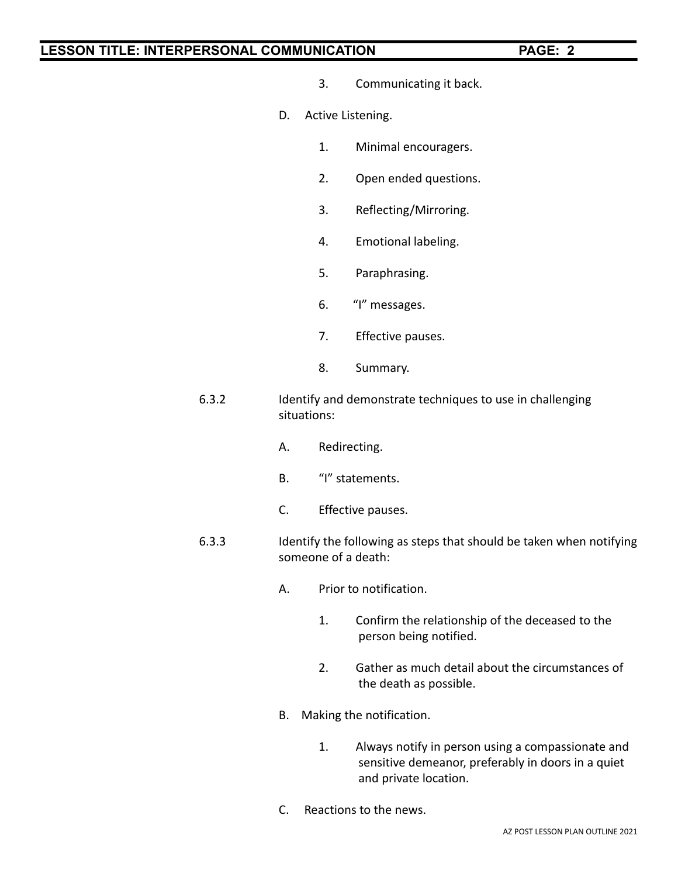3. Communicating it back.

D. Active Listening.

1. Minimal encouragers.
2. Open ended questions.
3. Reflecting/Mirroring.
4. Emotional labeling.
5. Paraphrasing.
6. "I" messages.
7. Effective pauses.
8. Summary.

6.3.2 Identify and demonstrate techniques to use in challenging situations:

A. Redirecting.

B. "I" statements.

C. Effective pauses.

6.3.3 Identify the following as steps that should be taken when notifying someone of a death:

A. Prior to notification.

1. Confirm the relationship of the deceased to the person being notified.
2. Gather as much detail about the circumstances of the death as possible.

B. Making the notification.

1. Always notify in person using a compassionate and sensitive demeanor, preferably in doors in a quiet and private location.

C. Reactions to the news.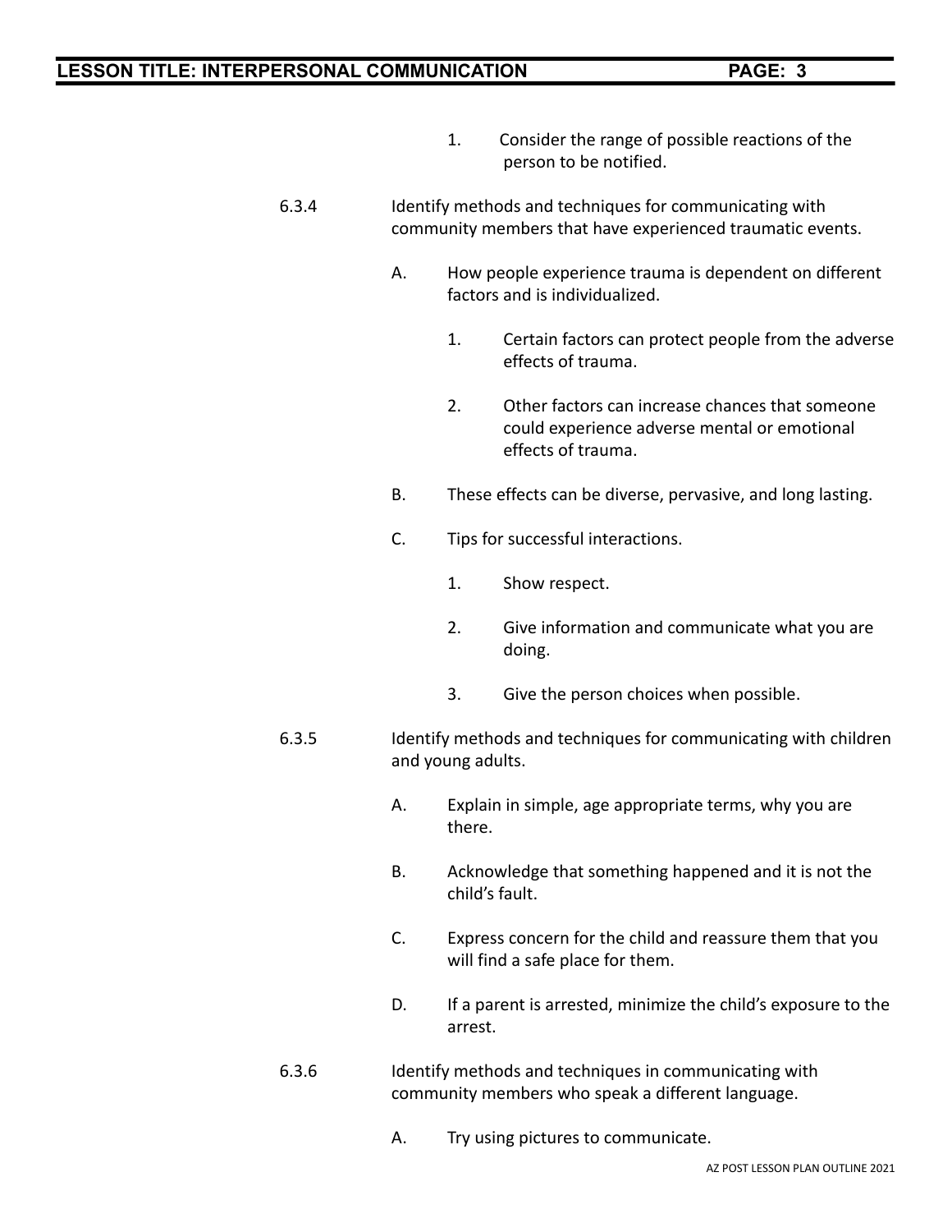1. Consider the range of possible reactions of the person to be notified.

6.3.4 Identify methods and techniques for communicating with community members that have experienced traumatic events.

A. How people experience trauma is dependent on different factors and is individualized.

1. Certain factors can protect people from the adverse effects of trauma.

2. Other factors can increase chances that someone could experience adverse mental or emotional effects of trauma.

B. These effects can be diverse, pervasive, and long lasting.

C. Tips for successful interactions.

1. Show respect.

2. Give information and communicate what you are doing.

3. Give the person choices when possible.

6.3.5 Identify methods and techniques for communicating with children and young adults.

A. Explain in simple, age appropriate terms, why you are there.

B. Acknowledge that something happened and it is not the child's fault.

C. Express concern for the child and reassure them that you will find a safe place for them.

D. If a parent is arrested, minimize the child's exposure to the arrest.

6.3.6 Identify methods and techniques in communicating with community members who speak a different language.

A. Try using pictures to communicate.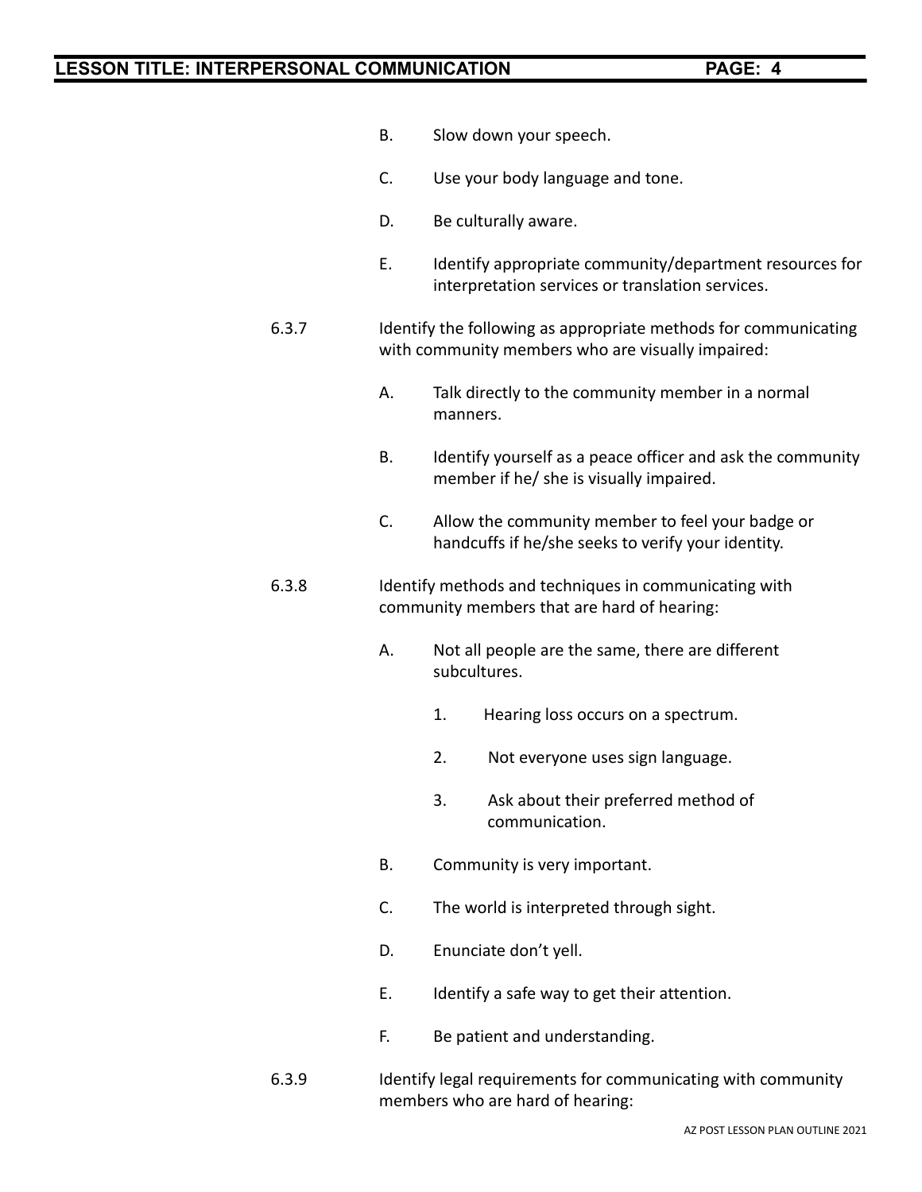B. Slow down your speech.

C. Use your body language and tone.

D. Be culturally aware.

E. Identify appropriate community/department resources for interpretation services or translation services.

6.3.7 Identify the following as appropriate methods for communicating with community members who are visually impaired:

A. Talk directly to the community member in a normal manners.

B. Identify yourself as a peace officer and ask the community member if he/ she is visually impaired.

C. Allow the community member to feel your badge or handcuffs if he/she seeks to verify your identity.

6.3.8 Identify methods and techniques in communicating with community members that are hard of hearing:

A. Not all people are the same, there are different subcultures.

1. Hearing loss occurs on a spectrum.

2. Not everyone uses sign language.

3. Ask about their preferred method of communication.

B. Community is very important.

C. The world is interpreted through sight.

D. Enunciate don't yell.

E. Identify a safe way to get their attention.

F. Be patient and understanding.

6.3.9 Identify legal requirements for communicating with community members who are hard of hearing: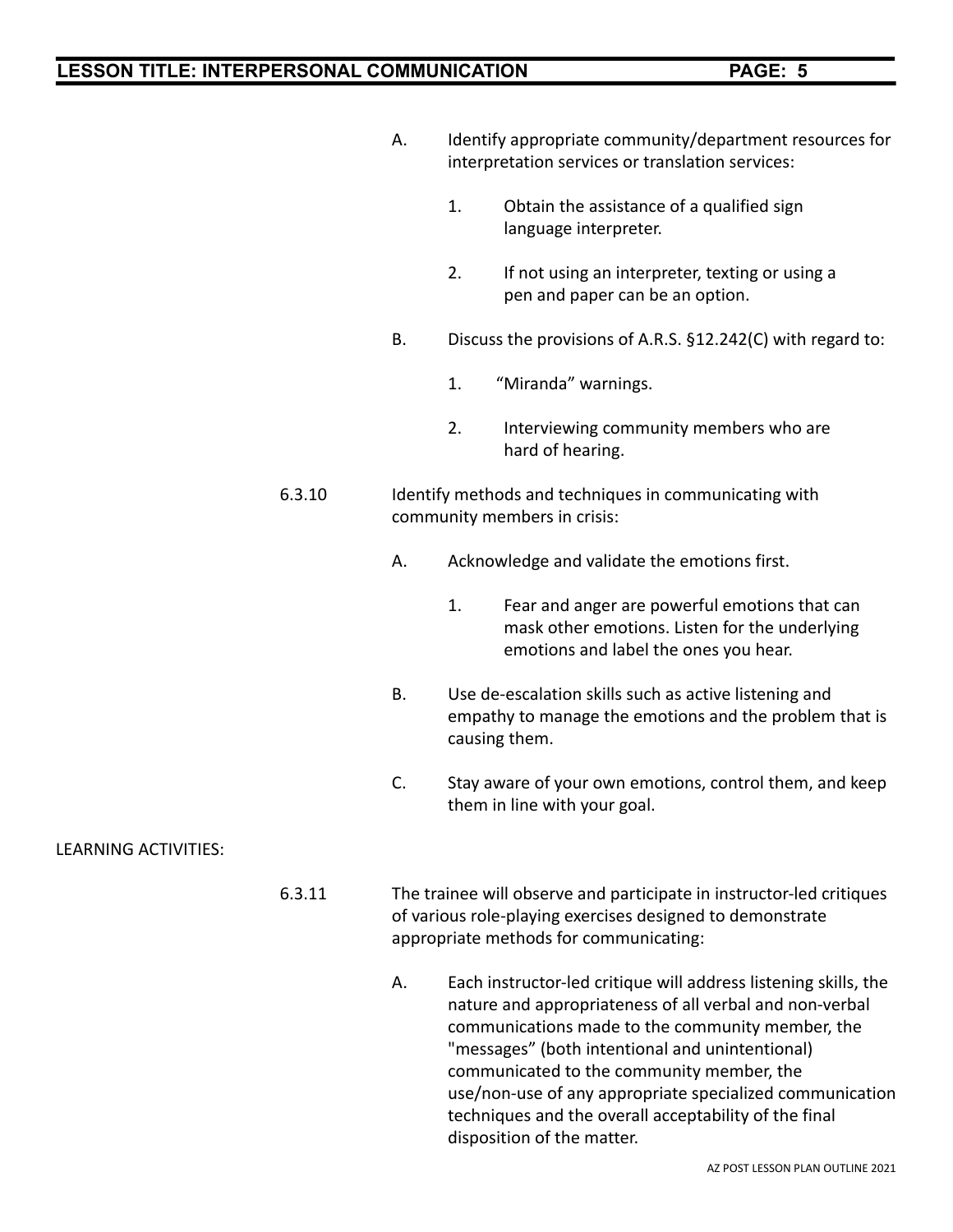A. Identify appropriate community/department resources for interpretation services or translation services:

   1. Obtain the assistance of a qualified sign language interpreter.

   2. If not using an interpreter, texting or using a pen and paper can be an option.

B. Discuss the provisions of A.R.S. §12.242(C) with regard to:

   1. "Miranda" warnings.

   2. Interviewing community members who are hard of hearing.

6.3.10 Identify methods and techniques in communicating with community members in crisis:

A. Acknowledge and validate the emotions first.

   1. Fear and anger are powerful emotions that can mask other emotions. Listen for the underlying emotions and label the ones you hear.

B. Use de-escalation skills such as active listening and empathy to manage the emotions and the problem that is causing them.

C. Stay aware of your own emotions, control them, and keep them in line with your goal.

LEARNING ACTIVITIES:

6.3.11 The trainee will observe and participate in instructor-led critiques of various role-playing exercises designed to demonstrate appropriate methods for communicating:

A. Each instructor-led critique will address listening skills, the nature and appropriateness of all verbal and non-verbal communications made to the community member, the "messages" (both intentional and unintentional) communicated to the community member, the use/non-use of any appropriate specialized communication techniques and the overall acceptability of the final disposition of the matter.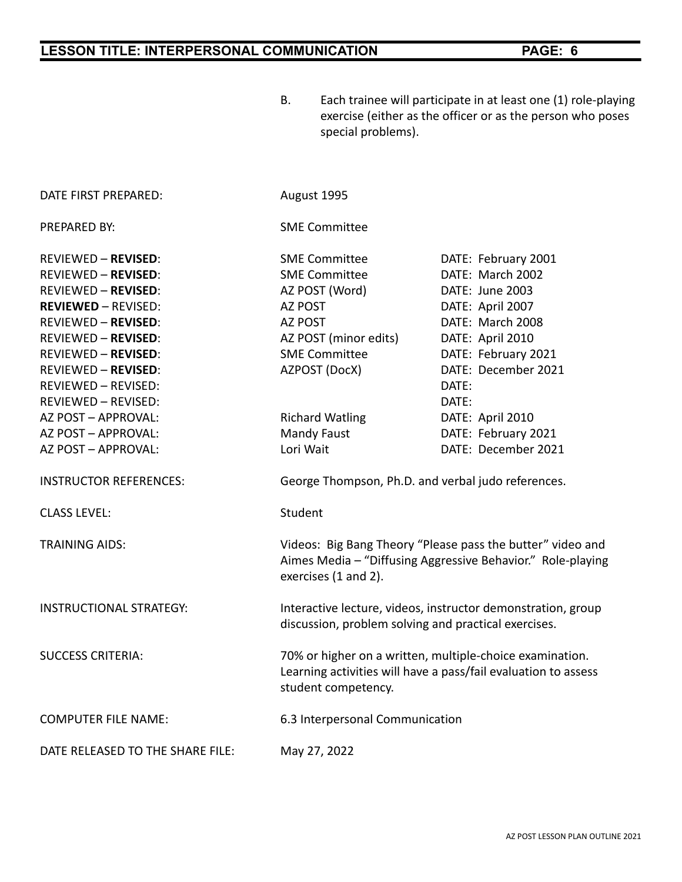B. Each trainee will participate in at least one (1) role-playing exercise (either as the officer or as the person who poses special problems).

| | | |
|---|---|---|
| DATE FIRST PREPARED: | August 1995 | |
| PREPARED BY: | SME Committee | |
| REVIEWED – **REVISED**: | SME Committee | DATE: February 2001 |
| REVIEWED – **REVISED**: | SME Committee | DATE: March 2002 |
| REVIEWED – **REVISED**: | AZ POST (Word) | DATE: June 2003 |
| **REVIEWED** – REVISED: | AZ POST | DATE: April 2007 |
| REVIEWED – **REVISED**: | AZ POST | DATE: March 2008 |
| REVIEWED – **REVISED**: | AZ POST (minor edits) | DATE: April 2010 |
| REVIEWED – **REVISED**: | SME Committee | DATE: February 2021 |
| REVIEWED – **REVISED**: | AZPOST (DocX) | DATE: December 2021 |
| REVIEWED – REVISED: | | DATE: |
| REVIEWED – REVISED: | | DATE: |
| AZ POST – APPROVAL: | Richard Watling | DATE: April 2010 |
| AZ POST – APPROVAL: | Mandy Faust | DATE: February 2021 |
| AZ POST – APPROVAL: | Lori Wait | DATE: December 2021 |

INSTRUCTOR REFERENCES: George Thompson, Ph.D. and verbal judo references.

CLASS LEVEL: Student

TRAINING AIDS: Videos: Big Bang Theory "Please pass the butter" video and Aimes Media – "Diffusing Aggressive Behavior." Role-playing exercises (1 and 2).

INSTRUCTIONAL STRATEGY: Interactive lecture, videos, instructor demonstration, group discussion, problem solving and practical exercises.

SUCCESS CRITERIA: 70% or higher on a written, multiple-choice examination. Learning activities will have a pass/fail evaluation to assess student competency.

COMPUTER FILE NAME: 6.3 Interpersonal Communication

DATE RELEASED TO THE SHARE FILE: May 27, 2022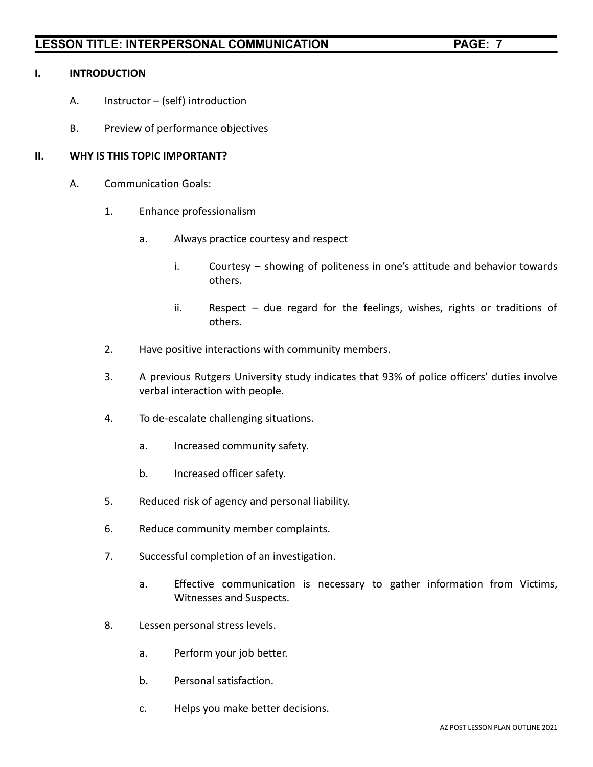## I. INTRODUCTION

A. Instructor – (self) introduction

B. Preview of performance objectives

## II. WHY IS THIS TOPIC IMPORTANT?

A. Communication Goals:

1. Enhance professionalism

    a. Always practice courtesy and respect

        i. Courtesy – showing of politeness in one's attitude and behavior towards others.

        ii. Respect – due regard for the feelings, wishes, rights or traditions of others.

2. Have positive interactions with community members.

3. A previous Rutgers University study indicates that 93% of police officers' duties involve verbal interaction with people.

4. To de-escalate challenging situations.

    a. Increased community safety.

    b. Increased officer safety.

5. Reduced risk of agency and personal liability.

6. Reduce community member complaints.

7. Successful completion of an investigation.

    a. Effective communication is necessary to gather information from Victims, Witnesses and Suspects.

8. Lessen personal stress levels.

    a. Perform your job better.

    b. Personal satisfaction.

    c. Helps you make better decisions.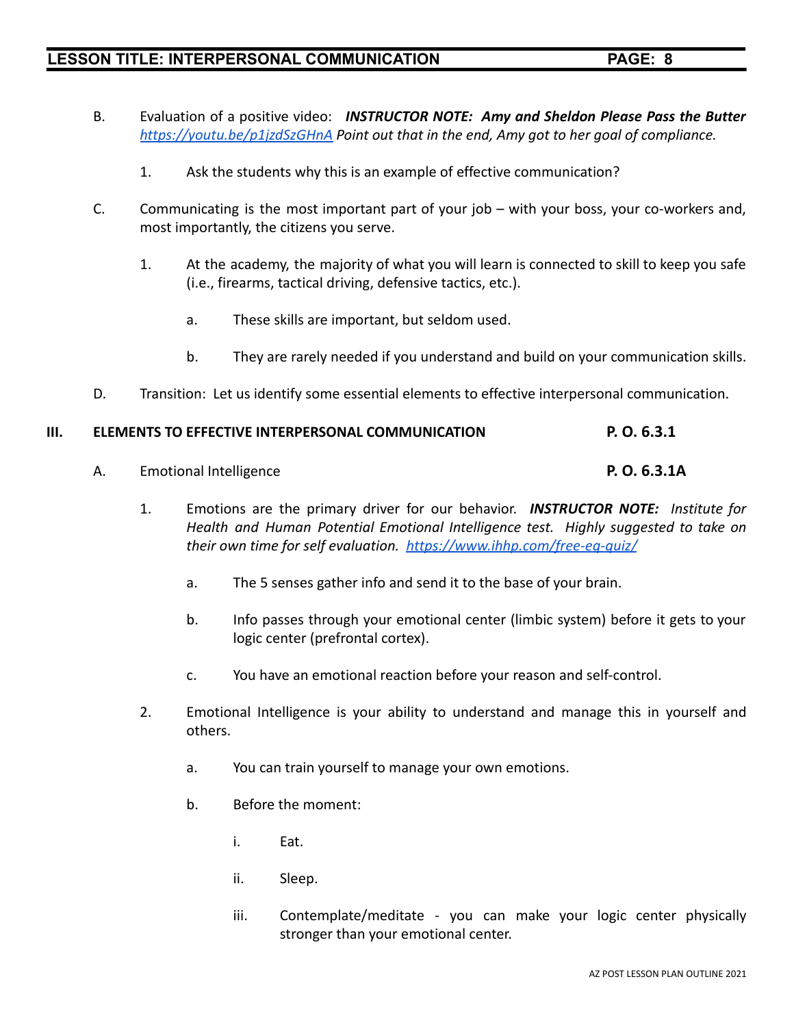B. Evaluation of a positive video: ***INSTRUCTOR NOTE: Amy and Sheldon Please Pass the Butter*** *https://youtu.be/p1jzdSzGHnA Point out that in the end, Amy got to her goal of compliance.*

1. Ask the students why this is an example of effective communication?

C. Communicating is the most important part of your job – with your boss, your co-workers and, most importantly, the citizens you serve.

1. At the academy, the majority of what you will learn is connected to skill to keep you safe (i.e., firearms, tactical driving, defensive tactics, etc.).

    a. These skills are important, but seldom used.

    b. They are rarely needed if you understand and build on your communication skills.

D. Transition: Let us identify some essential elements to effective interpersonal communication.

## III. ELEMENTS TO EFFECTIVE INTERPERSONAL COMMUNICATION — P. O. 6.3.1

A. Emotional Intelligence — **P. O. 6.3.1A**

1. Emotions are the primary driver for our behavior. ***INSTRUCTOR NOTE:*** *Institute for Health and Human Potential Emotional Intelligence test. Highly suggested to take on their own time for self evaluation. https://www.ihhp.com/free-eq-quiz/*

    a. The 5 senses gather info and send it to the base of your brain.

    b. Info passes through your emotional center (limbic system) before it gets to your logic center (prefrontal cortex).

    c. You have an emotional reaction before your reason and self-control.

2. Emotional Intelligence is your ability to understand and manage this in yourself and others.

    a. You can train yourself to manage your own emotions.

    b. Before the moment:

        i. Eat.

        ii. Sleep.

        iii. Contemplate/meditate - you can make your logic center physically stronger than your emotional center.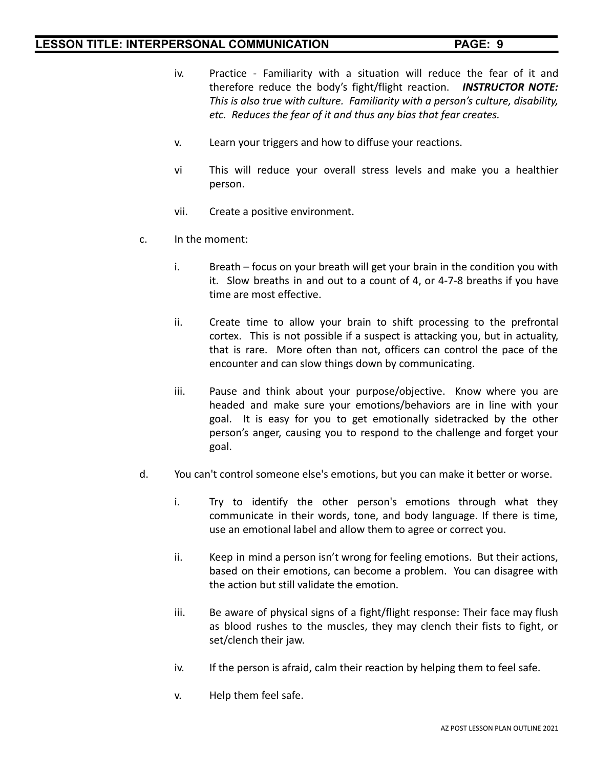iv. Practice - Familiarity with a situation will reduce the fear of it and therefore reduce the body's fight/flight reaction. ***INSTRUCTOR NOTE:*** *This is also true with culture. Familiarity with a person's culture, disability, etc. Reduces the fear of it and thus any bias that fear creates.*

v. Learn your triggers and how to diffuse your reactions.

vi This will reduce your overall stress levels and make you a healthier person.

vii. Create a positive environment.

c. In the moment:

i. Breath – focus on your breath will get your brain in the condition you with it. Slow breaths in and out to a count of 4, or 4-7-8 breaths if you have time are most effective.

ii. Create time to allow your brain to shift processing to the prefrontal cortex. This is not possible if a suspect is attacking you, but in actuality, that is rare. More often than not, officers can control the pace of the encounter and can slow things down by communicating.

iii. Pause and think about your purpose/objective. Know where you are headed and make sure your emotions/behaviors are in line with your goal. It is easy for you to get emotionally sidetracked by the other person's anger, causing you to respond to the challenge and forget your goal.

d. You can't control someone else's emotions, but you can make it better or worse.

i. Try to identify the other person's emotions through what they communicate in their words, tone, and body language. If there is time, use an emotional label and allow them to agree or correct you.

ii. Keep in mind a person isn't wrong for feeling emotions. But their actions, based on their emotions, can become a problem. You can disagree with the action but still validate the emotion.

iii. Be aware of physical signs of a fight/flight response: Their face may flush as blood rushes to the muscles, they may clench their fists to fight, or set/clench their jaw.

iv. If the person is afraid, calm their reaction by helping them to feel safe.

v. Help them feel safe.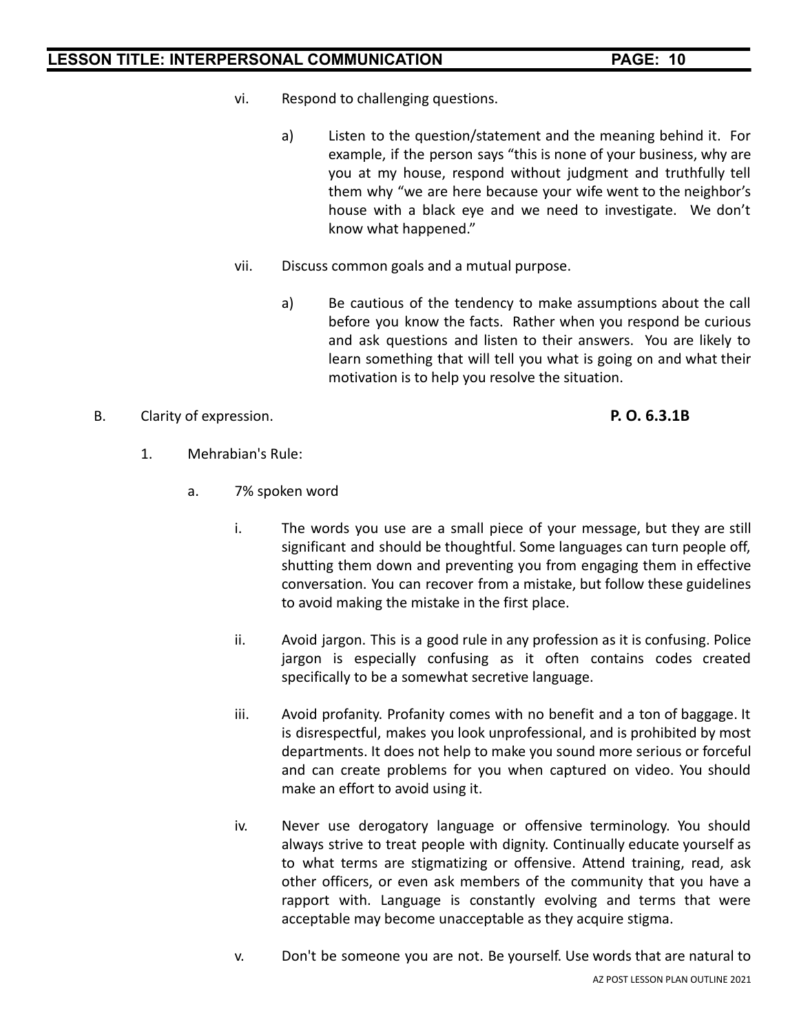vi. Respond to challenging questions.

a) Listen to the question/statement and the meaning behind it. For example, if the person says "this is none of your business, why are you at my house, respond without judgment and truthfully tell them why "we are here because your wife went to the neighbor's house with a black eye and we need to investigate. We don't know what happened."

vii. Discuss common goals and a mutual purpose.

a) Be cautious of the tendency to make assumptions about the call before you know the facts. Rather when you respond be curious and ask questions and listen to their answers. You are likely to learn something that will tell you what is going on and what their motivation is to help you resolve the situation.

B. Clarity of expression. **P. O. 6.3.1B**

1. Mehrabian's Rule:

a. 7% spoken word

i. The words you use are a small piece of your message, but they are still significant and should be thoughtful. Some languages can turn people off, shutting them down and preventing you from engaging them in effective conversation. You can recover from a mistake, but follow these guidelines to avoid making the mistake in the first place.

ii. Avoid jargon. This is a good rule in any profession as it is confusing. Police jargon is especially confusing as it often contains codes created specifically to be a somewhat secretive language.

iii. Avoid profanity. Profanity comes with no benefit and a ton of baggage. It is disrespectful, makes you look unprofessional, and is prohibited by most departments. It does not help to make you sound more serious or forceful and can create problems for you when captured on video. You should make an effort to avoid using it.

iv. Never use derogatory language or offensive terminology. You should always strive to treat people with dignity. Continually educate yourself as to what terms are stigmatizing or offensive. Attend training, read, ask other officers, or even ask members of the community that you have a rapport with. Language is constantly evolving and terms that were acceptable may become unacceptable as they acquire stigma.

v. Don't be someone you are not. Be yourself. Use words that are natural to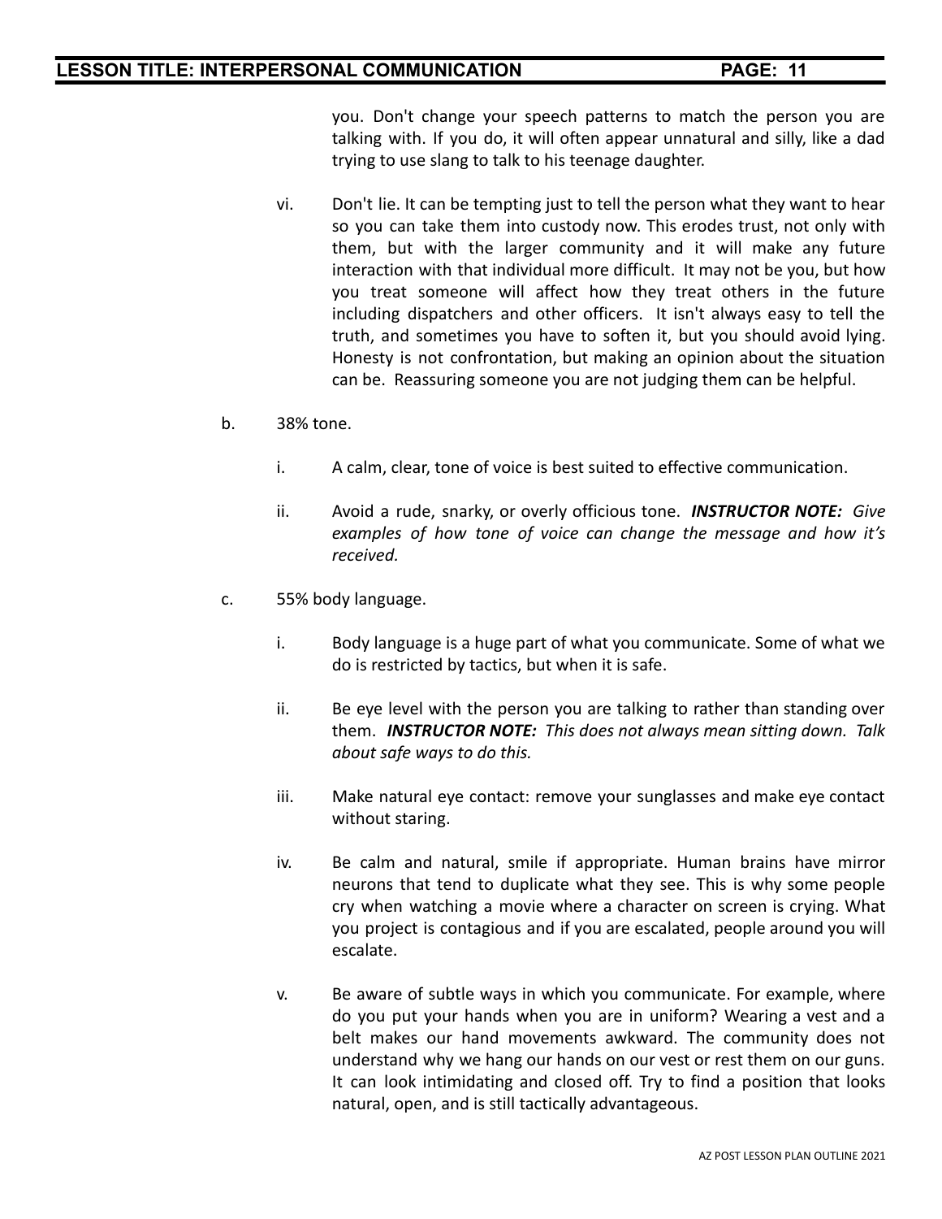you. Don't change your speech patterns to match the person you are talking with. If you do, it will often appear unnatural and silly, like a dad trying to use slang to talk to his teenage daughter.

vi. Don't lie. It can be tempting just to tell the person what they want to hear so you can take them into custody now. This erodes trust, not only with them, but with the larger community and it will make any future interaction with that individual more difficult. It may not be you, but how you treat someone will affect how they treat others in the future including dispatchers and other officers. It isn't always easy to tell the truth, and sometimes you have to soften it, but you should avoid lying. Honesty is not confrontation, but making an opinion about the situation can be. Reassuring someone you are not judging them can be helpful.

b. 38% tone.

i. A calm, clear, tone of voice is best suited to effective communication.

ii. Avoid a rude, snarky, or overly officious tone. ***INSTRUCTOR NOTE:*** *Give examples of how tone of voice can change the message and how it's received.*

c. 55% body language.

i. Body language is a huge part of what you communicate. Some of what we do is restricted by tactics, but when it is safe.

ii. Be eye level with the person you are talking to rather than standing over them. ***INSTRUCTOR NOTE:*** *This does not always mean sitting down. Talk about safe ways to do this.*

iii. Make natural eye contact: remove your sunglasses and make eye contact without staring.

iv. Be calm and natural, smile if appropriate. Human brains have mirror neurons that tend to duplicate what they see. This is why some people cry when watching a movie where a character on screen is crying. What you project is contagious and if you are escalated, people around you will escalate.

v. Be aware of subtle ways in which you communicate. For example, where do you put your hands when you are in uniform? Wearing a vest and a belt makes our hand movements awkward. The community does not understand why we hang our hands on our vest or rest them on our guns. It can look intimidating and closed off. Try to find a position that looks natural, open, and is still tactically advantageous.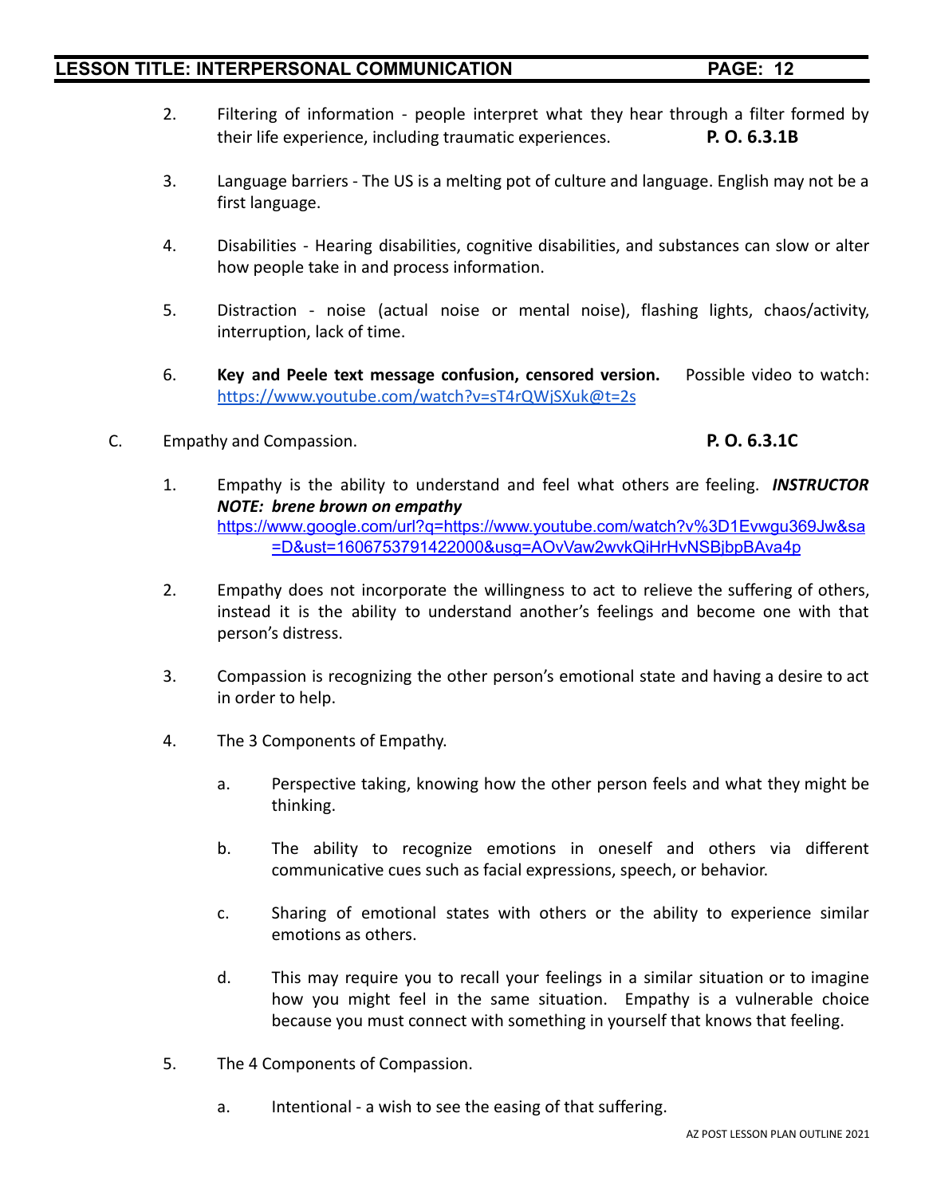2. Filtering of information - people interpret what they hear through a filter formed by their life experience, including traumatic experiences. **P. O. 6.3.1B**

3. Language barriers - The US is a melting pot of culture and language. English may not be a first language.

4. Disabilities - Hearing disabilities, cognitive disabilities, and substances can slow or alter how people take in and process information.

5. Distraction - noise (actual noise or mental noise), flashing lights, chaos/activity, interruption, lack of time.

6. **Key and Peele text message confusion, censored version.** Possible video to watch: https://www.youtube.com/watch?v=sT4rQWjSXuk@t=2s

C. Empathy and Compassion. **P. O. 6.3.1C**

1. Empathy is the ability to understand and feel what others are feeling. ***INSTRUCTOR NOTE: brene brown on empathy*** https://www.google.com/url?q=https://www.youtube.com/watch?v%3D1Evwgu369Jw&sa=D&ust=1606753791422000&usg=AOvVaw2wvkQiHrHvNSBjbpBAva4p

2. Empathy does not incorporate the willingness to act to relieve the suffering of others, instead it is the ability to understand another's feelings and become one with that person's distress.

3. Compassion is recognizing the other person's emotional state and having a desire to act in order to help.

4. The 3 Components of Empathy.

   a. Perspective taking, knowing how the other person feels and what they might be thinking.

   b. The ability to recognize emotions in oneself and others via different communicative cues such as facial expressions, speech, or behavior.

   c. Sharing of emotional states with others or the ability to experience similar emotions as others.

   d. This may require you to recall your feelings in a similar situation or to imagine how you might feel in the same situation. Empathy is a vulnerable choice because you must connect with something in yourself that knows that feeling.

5. The 4 Components of Compassion.

   a. Intentional - a wish to see the easing of that suffering.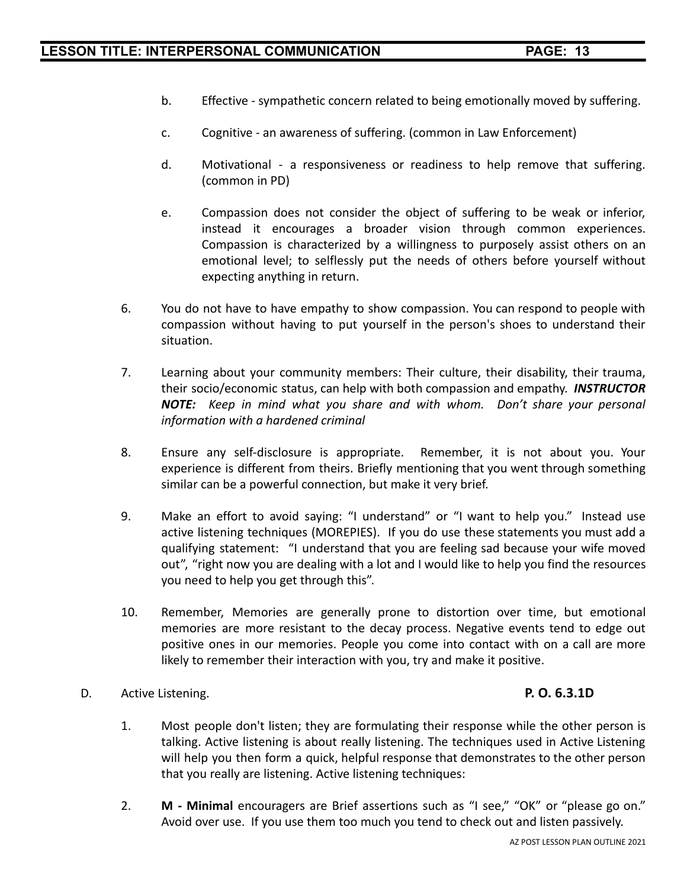b. Effective - sympathetic concern related to being emotionally moved by suffering.

c. Cognitive - an awareness of suffering. (common in Law Enforcement)

d. Motivational - a responsiveness or readiness to help remove that suffering. (common in PD)

e. Compassion does not consider the object of suffering to be weak or inferior, instead it encourages a broader vision through common experiences. Compassion is characterized by a willingness to purposely assist others on an emotional level; to selflessly put the needs of others before yourself without expecting anything in return.

6. You do not have to have empathy to show compassion. You can respond to people with compassion without having to put yourself in the person's shoes to understand their situation.

7. Learning about your community members: Their culture, their disability, their trauma, their socio/economic status, can help with both compassion and empathy. ***INSTRUCTOR NOTE:*** *Keep in mind what you share and with whom. Don't share your personal information with a hardened criminal*

8. Ensure any self-disclosure is appropriate. Remember, it is not about you. Your experience is different from theirs. Briefly mentioning that you went through something similar can be a powerful connection, but make it very brief.

9. Make an effort to avoid saying: "I understand" or "I want to help you." Instead use active listening techniques (MOREPIES). If you do use these statements you must add a qualifying statement: "I understand that you are feeling sad because your wife moved out", "right now you are dealing with a lot and I would like to help you find the resources you need to help you get through this".

10. Remember, Memories are generally prone to distortion over time, but emotional memories are more resistant to the decay process. Negative events tend to edge out positive ones in our memories. People you come into contact with on a call are more likely to remember their interaction with you, try and make it positive.

D. Active Listening. **P. O. 6.3.1D**

1. Most people don't listen; they are formulating their response while the other person is talking. Active listening is about really listening. The techniques used in Active Listening will help you then form a quick, helpful response that demonstrates to the other person that you really are listening. Active listening techniques:

2. **M - Minimal** encouragers are Brief assertions such as "I see," "OK" or "please go on." Avoid over use. If you use them too much you tend to check out and listen passively.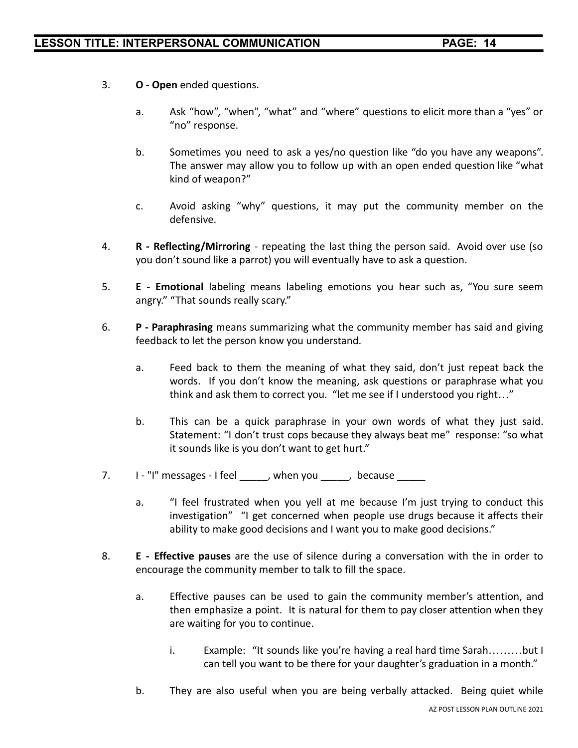3. **O - Open** ended questions.

    a. Ask "how", "when", "what" and "where" questions to elicit more than a "yes" or "no" response.

    b. Sometimes you need to ask a yes/no question like "do you have any weapons". The answer may allow you to follow up with an open ended question like "what kind of weapon?"

    c. Avoid asking "why" questions, it may put the community member on the defensive.

4. **R - Reflecting/Mirroring** - repeating the last thing the person said. Avoid over use (so you don't sound like a parrot) you will eventually have to ask a question.

5. **E - Emotional** labeling means labeling emotions you hear such as, "You sure seem angry." "That sounds really scary."

6. **P - Paraphrasing** means summarizing what the community member has said and giving feedback to let the person know you understand.

    a. Feed back to them the meaning of what they said, don't just repeat back the words. If you don't know the meaning, ask questions or paraphrase what you think and ask them to correct you. "let me see if I understood you right…"

    b. This can be a quick paraphrase in your own words of what they just said. Statement: "I don't trust cops because they always beat me" response: "so what it sounds like is you don't want to get hurt."

7. I - "I" messages - I feel _____, when you _____, because _____

    a. "I feel frustrated when you yell at me because I'm just trying to conduct this investigation" "I get concerned when people use drugs because it affects their ability to make good decisions and I want you to make good decisions."

8. **E - Effective pauses** are the use of silence during a conversation with the in order to encourage the community member to talk to fill the space.

    a. Effective pauses can be used to gain the community member's attention, and then emphasize a point. It is natural for them to pay closer attention when they are waiting for you to continue.

        i. Example: "It sounds like you're having a real hard time Sarah………but I can tell you want to be there for your daughter's graduation in a month."

    b. They are also useful when you are being verbally attacked. Being quiet while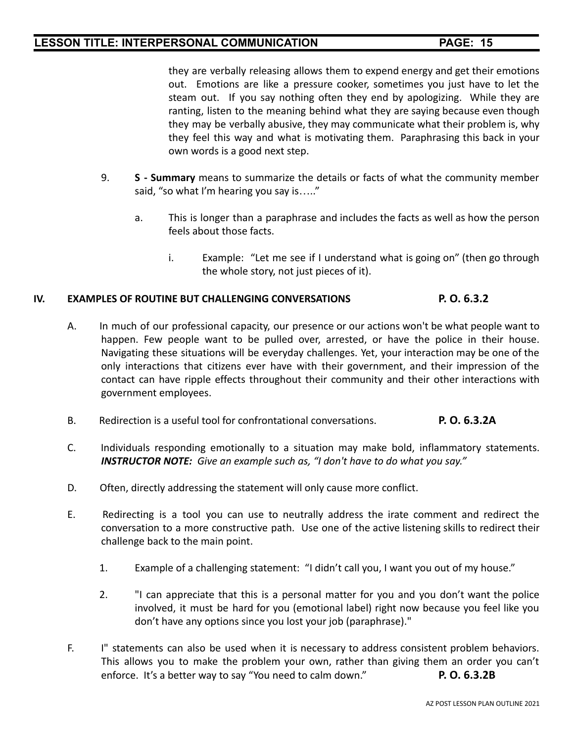they are verbally releasing allows them to expend energy and get their emotions out. Emotions are like a pressure cooker, sometimes you just have to let the steam out. If you say nothing often they end by apologizing. While they are ranting, listen to the meaning behind what they are saying because even though they may be verbally abusive, they may communicate what their problem is, why they feel this way and what is motivating them. Paraphrasing this back in your own words is a good next step.

9. **S - Summary** means to summarize the details or facts of what the community member said, "so what I'm hearing you say is….."

   a. This is longer than a paraphrase and includes the facts as well as how the person feels about those facts.

      i. Example: "Let me see if I understand what is going on" (then go through the whole story, not just pieces of it).

## IV. EXAMPLES OF ROUTINE BUT CHALLENGING CONVERSATIONS **P. O. 6.3.2**

A. In much of our professional capacity, our presence or our actions won't be what people want to happen. Few people want to be pulled over, arrested, or have the police in their house. Navigating these situations will be everyday challenges. Yet, your interaction may be one of the only interactions that citizens ever have with their government, and their impression of the contact can have ripple effects throughout their community and their other interactions with government employees.

B. Redirection is a useful tool for confrontational conversations. **P. O. 6.3.2A**

C. Individuals responding emotionally to a situation may make bold, inflammatory statements. ***INSTRUCTOR NOTE:*** *Give an example such as, "I don't have to do what you say."*

D. Often, directly addressing the statement will only cause more conflict.

E. Redirecting is a tool you can use to neutrally address the irate comment and redirect the conversation to a more constructive path. Use one of the active listening skills to redirect their challenge back to the main point.

   1. Example of a challenging statement: "I didn't call you, I want you out of my house."

   2. "I can appreciate that this is a personal matter for you and you don't want the police involved, it must be hard for you (emotional label) right now because you feel like you don't have any options since you lost your job (paraphrase)."

F. I" statements can also be used when it is necessary to address consistent problem behaviors. This allows you to make the problem your own, rather than giving them an order you can't enforce. It's a better way to say "You need to calm down." **P. O. 6.3.2B**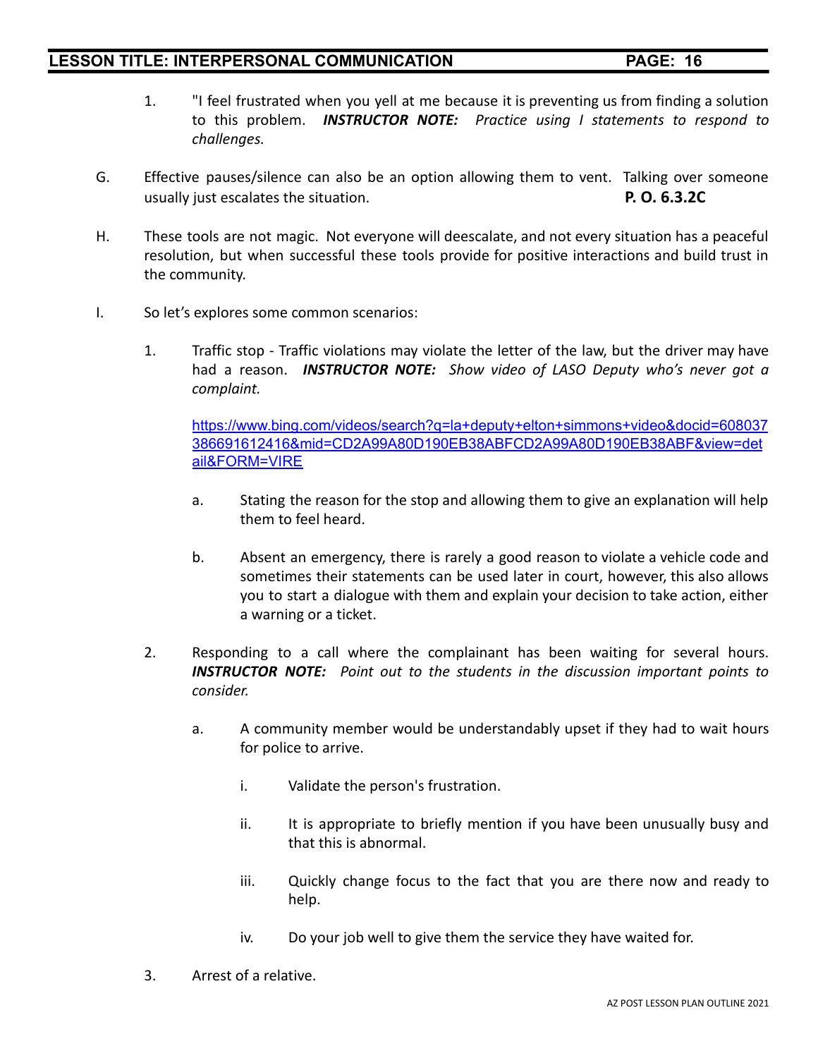1. "I feel frustrated when you yell at me because it is preventing us from finding a solution to this problem. ***INSTRUCTOR NOTE:*** *Practice using I statements to respond to challenges.*

G. Effective pauses/silence can also be an option allowing them to vent. Talking over someone usually just escalates the situation. **P. O. 6.3.2C**

H. These tools are not magic. Not everyone will deescalate, and not every situation has a peaceful resolution, but when successful these tools provide for positive interactions and build trust in the community.

I. So let's explores some common scenarios:

1. Traffic stop - Traffic violations may violate the letter of the law, but the driver may have had a reason. ***INSTRUCTOR NOTE:*** *Show video of LASO Deputy who's never got a complaint.*

   [https://www.bing.com/videos/search?q=la+deputy+elton+simmons+video&docid=608037386691612416&mid=CD2A99A80D190EB38ABFCD2A99A80D190EB38ABF&view=detail&FORM=VIRE](https://www.bing.com/videos/search?q=la+deputy+elton+simmons+video&docid=608037386691612416&mid=CD2A99A80D190EB38ABFCD2A99A80D190EB38ABF&view=detail&FORM=VIRE)

   a. Stating the reason for the stop and allowing them to give an explanation will help them to feel heard.

   b. Absent an emergency, there is rarely a good reason to violate a vehicle code and sometimes their statements can be used later in court, however, this also allows you to start a dialogue with them and explain your decision to take action, either a warning or a ticket.

2. Responding to a call where the complainant has been waiting for several hours. ***INSTRUCTOR NOTE:*** *Point out to the students in the discussion important points to consider.*

   a. A community member would be understandably upset if they had to wait hours for police to arrive.

      i. Validate the person's frustration.

      ii. It is appropriate to briefly mention if you have been unusually busy and that this is abnormal.

      iii. Quickly change focus to the fact that you are there now and ready to help.

      iv. Do your job well to give them the service they have waited for.

3. Arrest of a relative.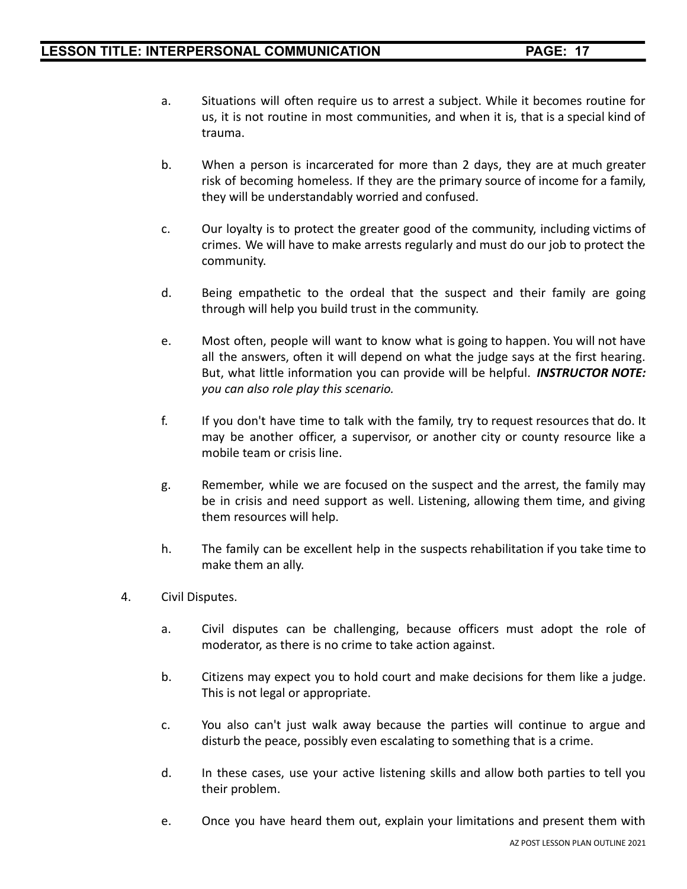a. Situations will often require us to arrest a subject. While it becomes routine for us, it is not routine in most communities, and when it is, that is a special kind of trauma.

b. When a person is incarcerated for more than 2 days, they are at much greater risk of becoming homeless. If they are the primary source of income for a family, they will be understandably worried and confused.

c. Our loyalty is to protect the greater good of the community, including victims of crimes. We will have to make arrests regularly and must do our job to protect the community.

d. Being empathetic to the ordeal that the suspect and their family are going through will help you build trust in the community.

e. Most often, people will want to know what is going to happen. You will not have all the answers, often it will depend on what the judge says at the first hearing. But, what little information you can provide will be helpful. ***INSTRUCTOR NOTE:*** *you can also role play this scenario.*

f. If you don't have time to talk with the family, try to request resources that do. It may be another officer, a supervisor, or another city or county resource like a mobile team or crisis line.

g. Remember, while we are focused on the suspect and the arrest, the family may be in crisis and need support as well. Listening, allowing them time, and giving them resources will help.

h. The family can be excellent help in the suspects rehabilitation if you take time to make them an ally.

4. Civil Disputes.

a. Civil disputes can be challenging, because officers must adopt the role of moderator, as there is no crime to take action against.

b. Citizens may expect you to hold court and make decisions for them like a judge. This is not legal or appropriate.

c. You also can't just walk away because the parties will continue to argue and disturb the peace, possibly even escalating to something that is a crime.

d. In these cases, use your active listening skills and allow both parties to tell you their problem.

e. Once you have heard them out, explain your limitations and present them with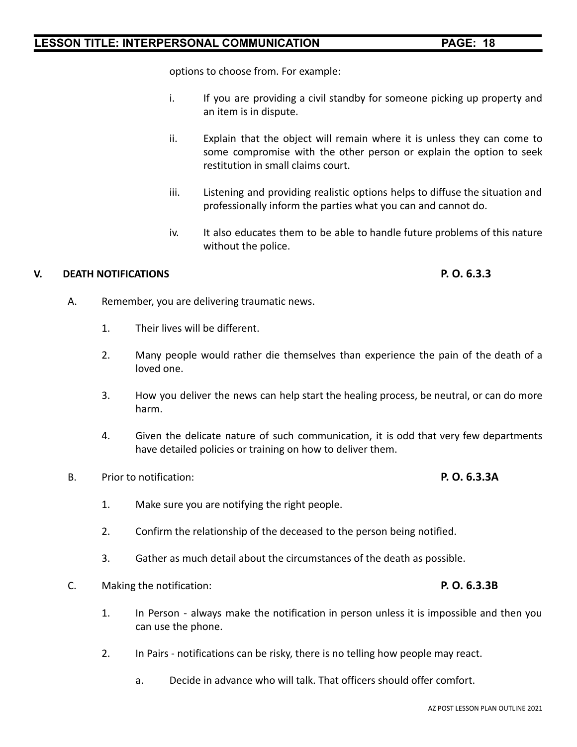options to choose from. For example:

i. If you are providing a civil standby for someone picking up property and an item is in dispute.

ii. Explain that the object will remain where it is unless they can come to some compromise with the other person or explain the option to seek restitution in small claims court.

iii. Listening and providing realistic options helps to diffuse the situation and professionally inform the parties what you can and cannot do.

iv. It also educates them to be able to handle future problems of this nature without the police.

## V. DEATH NOTIFICATIONS **P. O. 6.3.3**

A. Remember, you are delivering traumatic news.

1. Their lives will be different.

2. Many people would rather die themselves than experience the pain of the death of a loved one.

3. How you deliver the news can help start the healing process, be neutral, or can do more harm.

4. Given the delicate nature of such communication, it is odd that very few departments have detailed policies or training on how to deliver them.

B. Prior to notification: **P. O. 6.3.3A**

1. Make sure you are notifying the right people.

2. Confirm the relationship of the deceased to the person being notified.

3. Gather as much detail about the circumstances of the death as possible.

C. Making the notification: **P. O. 6.3.3B**

1. In Person - always make the notification in person unless it is impossible and then you can use the phone.

2. In Pairs - notifications can be risky, there is no telling how people may react.

   a. Decide in advance who will talk. That officers should offer comfort.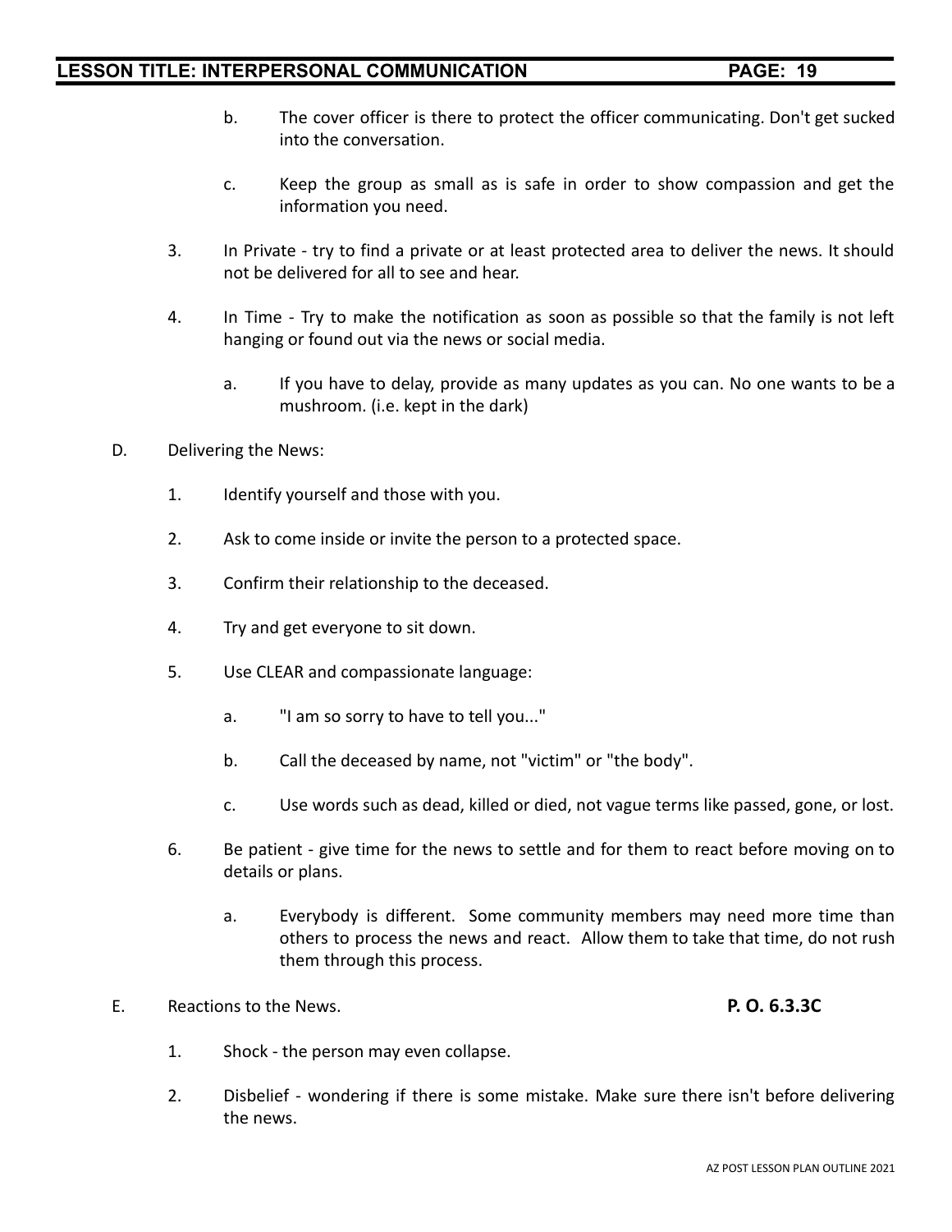b. The cover officer is there to protect the officer communicating. Don't get sucked into the conversation.

c. Keep the group as small as is safe in order to show compassion and get the information you need.

3. In Private - try to find a private or at least protected area to deliver the news. It should not be delivered for all to see and hear.

4. In Time - Try to make the notification as soon as possible so that the family is not left hanging or found out via the news or social media.

   a. If you have to delay, provide as many updates as you can. No one wants to be a mushroom. (i.e. kept in the dark)

D. Delivering the News:

1. Identify yourself and those with you.

2. Ask to come inside or invite the person to a protected space.

3. Confirm their relationship to the deceased.

4. Try and get everyone to sit down.

5. Use CLEAR and compassionate language:

   a. "I am so sorry to have to tell you..."

   b. Call the deceased by name, not "victim" or "the body".

   c. Use words such as dead, killed or died, not vague terms like passed, gone, or lost.

6. Be patient - give time for the news to settle and for them to react before moving on to details or plans.

   a. Everybody is different. Some community members may need more time than others to process the news and react. Allow them to take that time, do not rush them through this process.

E. Reactions to the News. **P. O. 6.3.3C**

1. Shock - the person may even collapse.

2. Disbelief - wondering if there is some mistake. Make sure there isn't before delivering the news.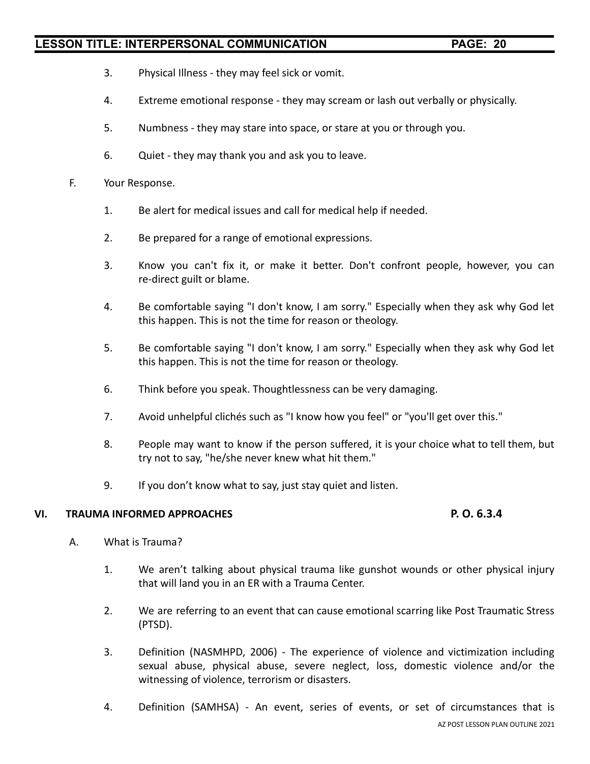3. Physical Illness - they may feel sick or vomit.

4. Extreme emotional response - they may scream or lash out verbally or physically.

5. Numbness - they may stare into space, or stare at you or through you.

6. Quiet - they may thank you and ask you to leave.

F. Your Response.

1. Be alert for medical issues and call for medical help if needed.

2. Be prepared for a range of emotional expressions.

3. Know you can't fix it, or make it better. Don't confront people, however, you can re-direct guilt or blame.

4. Be comfortable saying "I don't know, I am sorry." Especially when they ask why God let this happen. This is not the time for reason or theology.

5. Be comfortable saying "I don't know, I am sorry." Especially when they ask why God let this happen. This is not the time for reason or theology.

6. Think before you speak. Thoughtlessness can be very damaging.

7. Avoid unhelpful clichés such as "I know how you feel" or "you'll get over this."

8. People may want to know if the person suffered, it is your choice what to tell them, but try not to say, "he/she never knew what hit them."

9. If you don't know what to say, just stay quiet and listen.

## VI. TRAUMA INFORMED APPROACHES — P. O. 6.3.4

A. What is Trauma?

1. We aren't talking about physical trauma like gunshot wounds or other physical injury that will land you in an ER with a Trauma Center.

2. We are referring to an event that can cause emotional scarring like Post Traumatic Stress (PTSD).

3. Definition (NASMHPD, 2006) - The experience of violence and victimization including sexual abuse, physical abuse, severe neglect, loss, domestic violence and/or the witnessing of violence, terrorism or disasters.

4. Definition (SAMHSA) - An event, series of events, or set of circumstances that is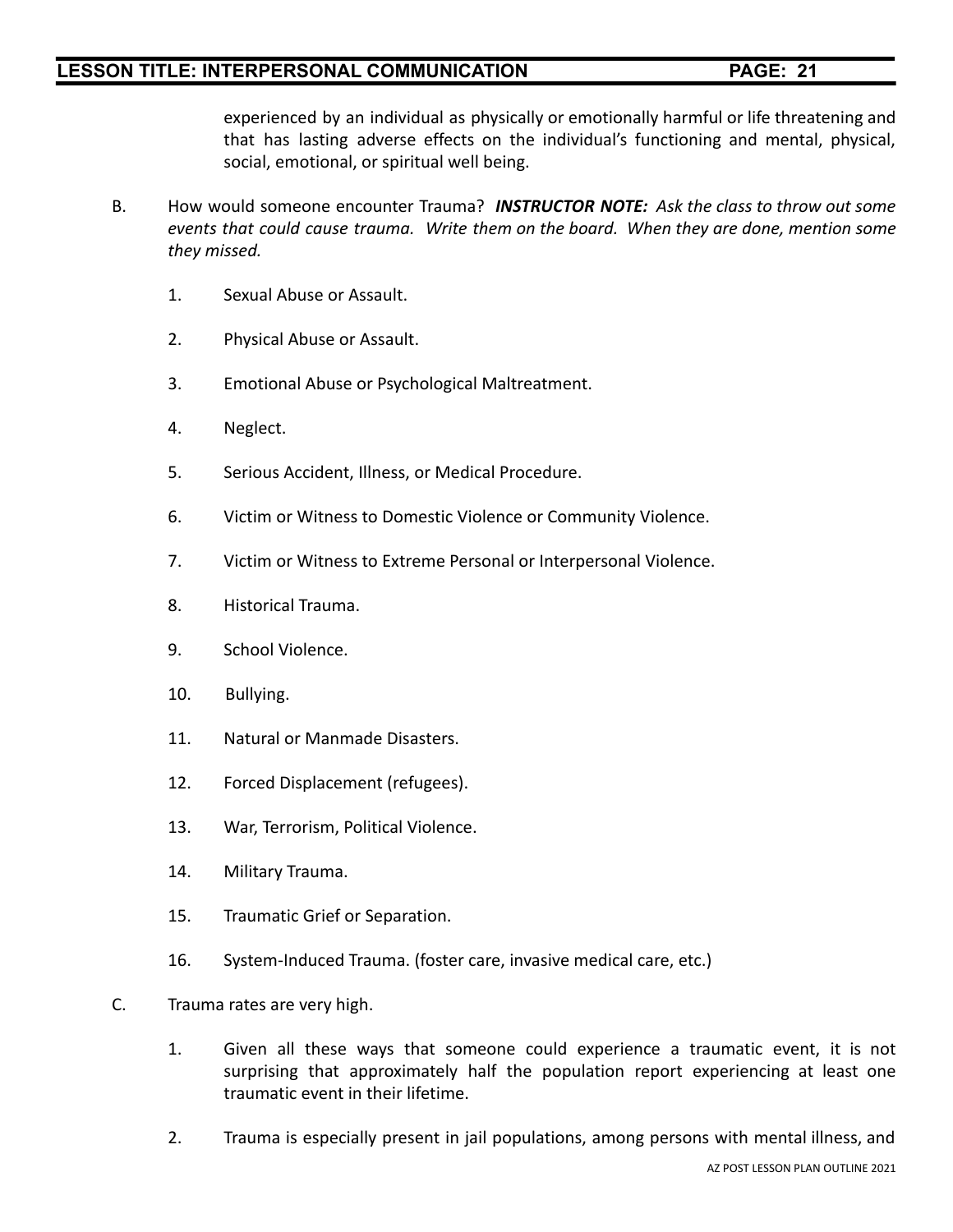experienced by an individual as physically or emotionally harmful or life threatening and that has lasting adverse effects on the individual's functioning and mental, physical, social, emotional, or spiritual well being.

B. How would someone encounter Trauma? ***INSTRUCTOR NOTE:*** *Ask the class to throw out some events that could cause trauma. Write them on the board. When they are done, mention some they missed.*

1. Sexual Abuse or Assault.

2. Physical Abuse or Assault.

3. Emotional Abuse or Psychological Maltreatment.

4. Neglect.

5. Serious Accident, Illness, or Medical Procedure.

6. Victim or Witness to Domestic Violence or Community Violence.

7. Victim or Witness to Extreme Personal or Interpersonal Violence.

8. Historical Trauma.

9. School Violence.

10. Bullying.

11. Natural or Manmade Disasters.

12. Forced Displacement (refugees).

13. War, Terrorism, Political Violence.

14. Military Trauma.

15. Traumatic Grief or Separation.

16. System-Induced Trauma. (foster care, invasive medical care, etc.)

C. Trauma rates are very high.

1. Given all these ways that someone could experience a traumatic event, it is not surprising that approximately half the population report experiencing at least one traumatic event in their lifetime.

2. Trauma is especially present in jail populations, among persons with mental illness, and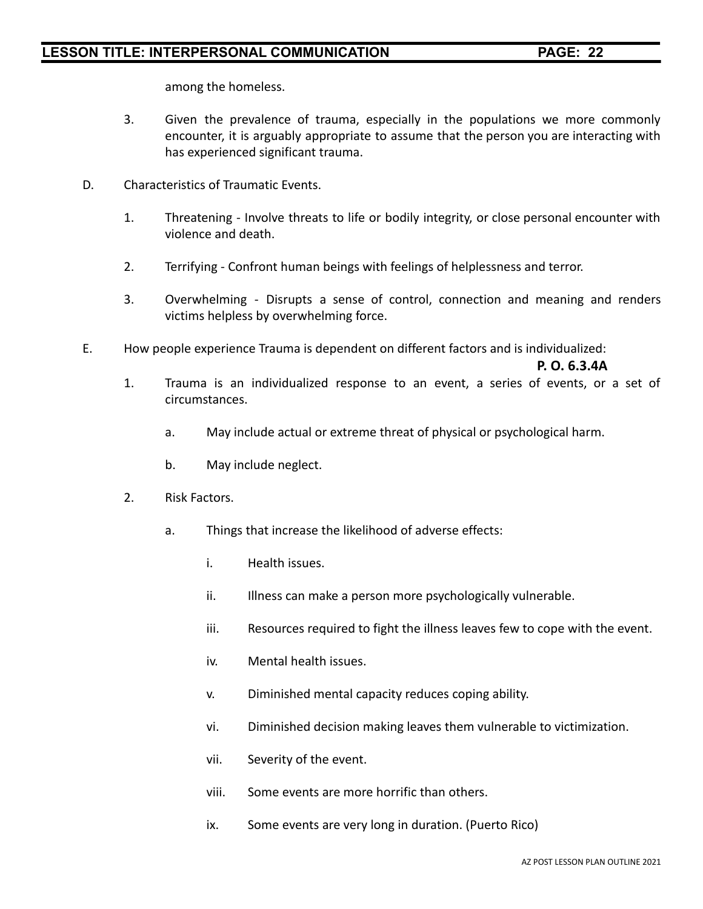among the homeless.

3. Given the prevalence of trauma, especially in the populations we more commonly encounter, it is arguably appropriate to assume that the person you are interacting with has experienced significant trauma.

D. Characteristics of Traumatic Events.

1. Threatening - Involve threats to life or bodily integrity, or close personal encounter with violence and death.

2. Terrifying - Confront human beings with feelings of helplessness and terror.

3. Overwhelming - Disrupts a sense of control, connection and meaning and renders victims helpless by overwhelming force.

E. How people experience Trauma is dependent on different factors and is individualized:

**P. O. 6.3.4A**

1. Trauma is an individualized response to an event, a series of events, or a set of circumstances.

   a. May include actual or extreme threat of physical or psychological harm.

   b. May include neglect.

2. Risk Factors.

   a. Things that increase the likelihood of adverse effects:

      i. Health issues.

      ii. Illness can make a person more psychologically vulnerable.

      iii. Resources required to fight the illness leaves few to cope with the event.

      iv. Mental health issues.

      v. Diminished mental capacity reduces coping ability.

      vi. Diminished decision making leaves them vulnerable to victimization.

      vii. Severity of the event.

      viii. Some events are more horrific than others.

      ix. Some events are very long in duration. (Puerto Rico)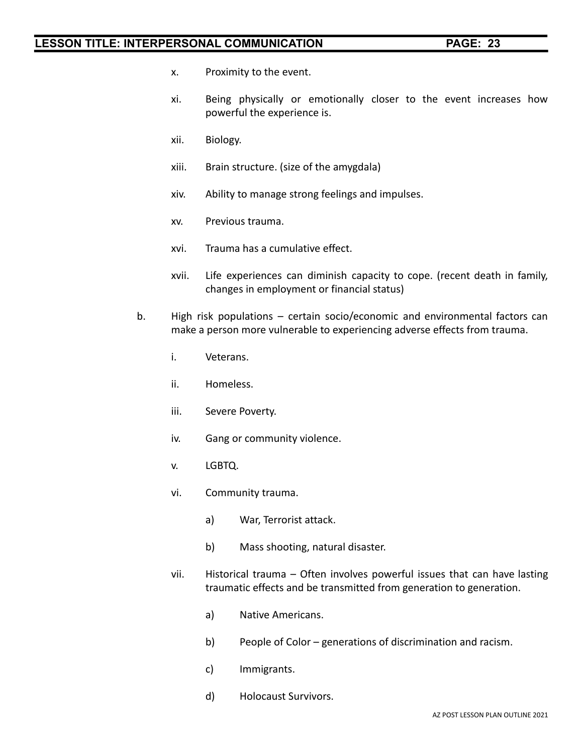x. Proximity to the event.

xi. Being physically or emotionally closer to the event increases how powerful the experience is.

xii. Biology.

xiii. Brain structure. (size of the amygdala)

xiv. Ability to manage strong feelings and impulses.

xv. Previous trauma.

xvi. Trauma has a cumulative effect.

xvii. Life experiences can diminish capacity to cope. (recent death in family, changes in employment or financial status)

b. High risk populations – certain socio/economic and environmental factors can make a person more vulnerable to experiencing adverse effects from trauma.

   i. Veterans.

   ii. Homeless.

   iii. Severe Poverty.

   iv. Gang or community violence.

   v. LGBTQ.

   vi. Community trauma.

      a) War, Terrorist attack.

      b) Mass shooting, natural disaster.

   vii. Historical trauma – Often involves powerful issues that can have lasting traumatic effects and be transmitted from generation to generation.

      a) Native Americans.

      b) People of Color – generations of discrimination and racism.

      c) Immigrants.

      d) Holocaust Survivors.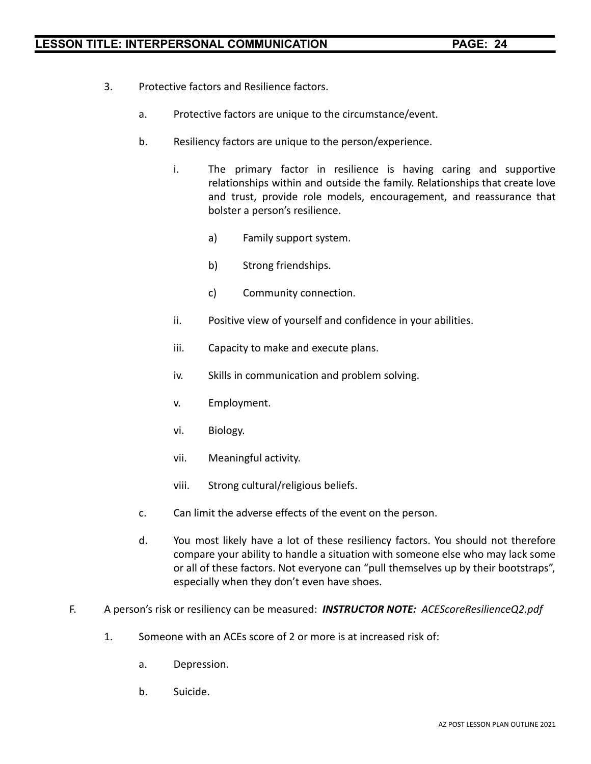3. Protective factors and Resilience factors.

   a. Protective factors are unique to the circumstance/event.

   b. Resiliency factors are unique to the person/experience.

      i. The primary factor in resilience is having caring and supportive relationships within and outside the family. Relationships that create love and trust, provide role models, encouragement, and reassurance that bolster a person's resilience.

         a) Family support system.

         b) Strong friendships.

         c) Community connection.

      ii. Positive view of yourself and confidence in your abilities.

      iii. Capacity to make and execute plans.

      iv. Skills in communication and problem solving.

      v. Employment.

      vi. Biology.

      vii. Meaningful activity.

      viii. Strong cultural/religious beliefs.

   c. Can limit the adverse effects of the event on the person.

   d. You most likely have a lot of these resiliency factors. You should not therefore compare your ability to handle a situation with someone else who may lack some or all of these factors. Not everyone can "pull themselves up by their bootstraps", especially when they don't even have shoes.

F. A person's risk or resiliency can be measured: ***INSTRUCTOR NOTE:*** *ACEScoreResilienceQ2.pdf*

   1. Someone with an ACEs score of 2 or more is at increased risk of:

      a. Depression.

      b. Suicide.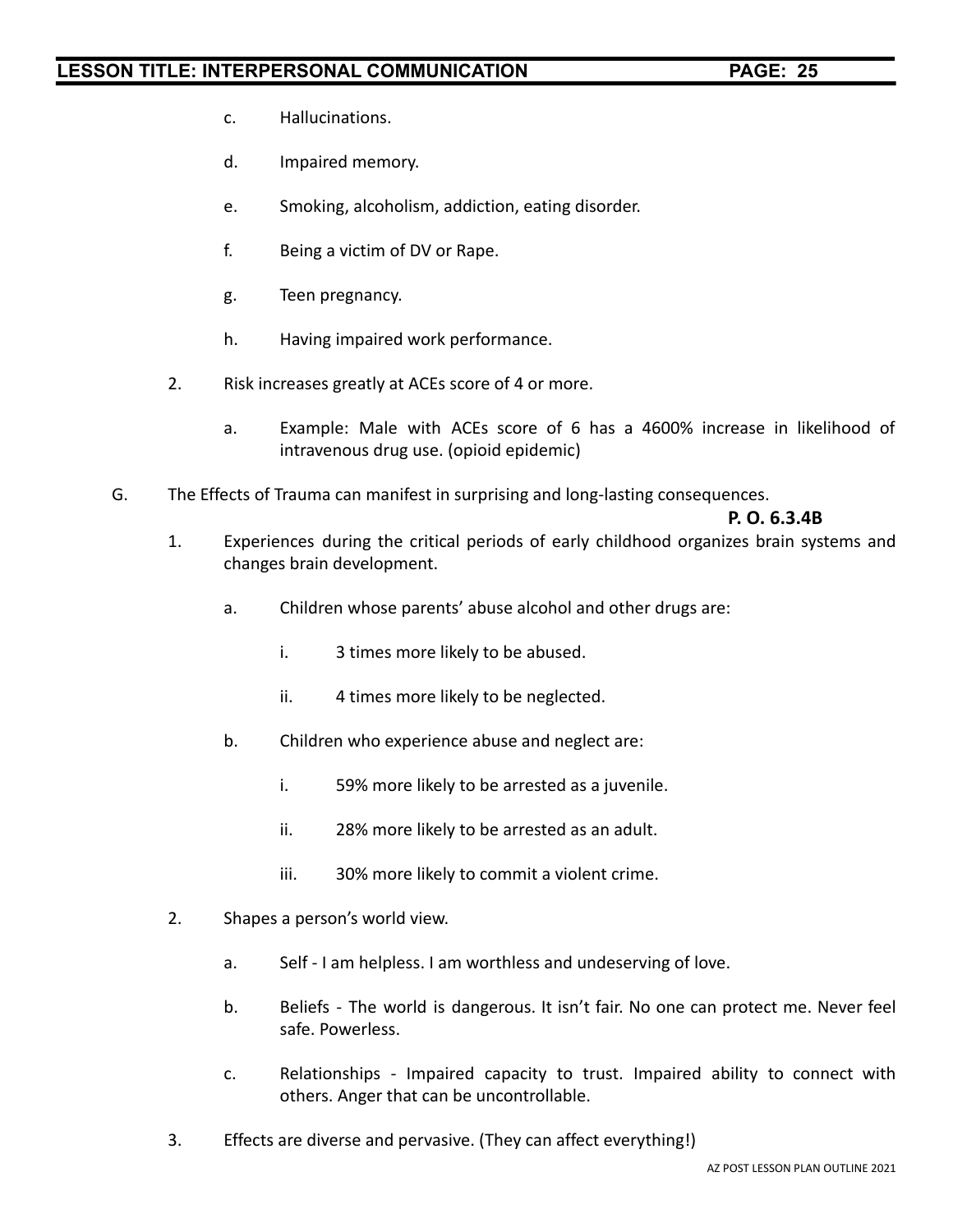c. Hallucinations.

d. Impaired memory.

e. Smoking, alcoholism, addiction, eating disorder.

f. Being a victim of DV or Rape.

g. Teen pregnancy.

h. Having impaired work performance.

2. Risk increases greatly at ACEs score of 4 or more.

   a. Example: Male with ACEs score of 6 has a 4600% increase in likelihood of intravenous drug use. (opioid epidemic)

G. The Effects of Trauma can manifest in surprising and long-lasting consequences.

**P. O. 6.3.4B**

1. Experiences during the critical periods of early childhood organizes brain systems and changes brain development.

   a. Children whose parents' abuse alcohol and other drugs are:

      i. 3 times more likely to be abused.

      ii. 4 times more likely to be neglected.

   b. Children who experience abuse and neglect are:

      i. 59% more likely to be arrested as a juvenile.

      ii. 28% more likely to be arrested as an adult.

      iii. 30% more likely to commit a violent crime.

2. Shapes a person's world view.

   a. Self - I am helpless. I am worthless and undeserving of love.

   b. Beliefs - The world is dangerous. It isn't fair. No one can protect me. Never feel safe. Powerless.

   c. Relationships - Impaired capacity to trust. Impaired ability to connect with others. Anger that can be uncontrollable.

3. Effects are diverse and pervasive. (They can affect everything!)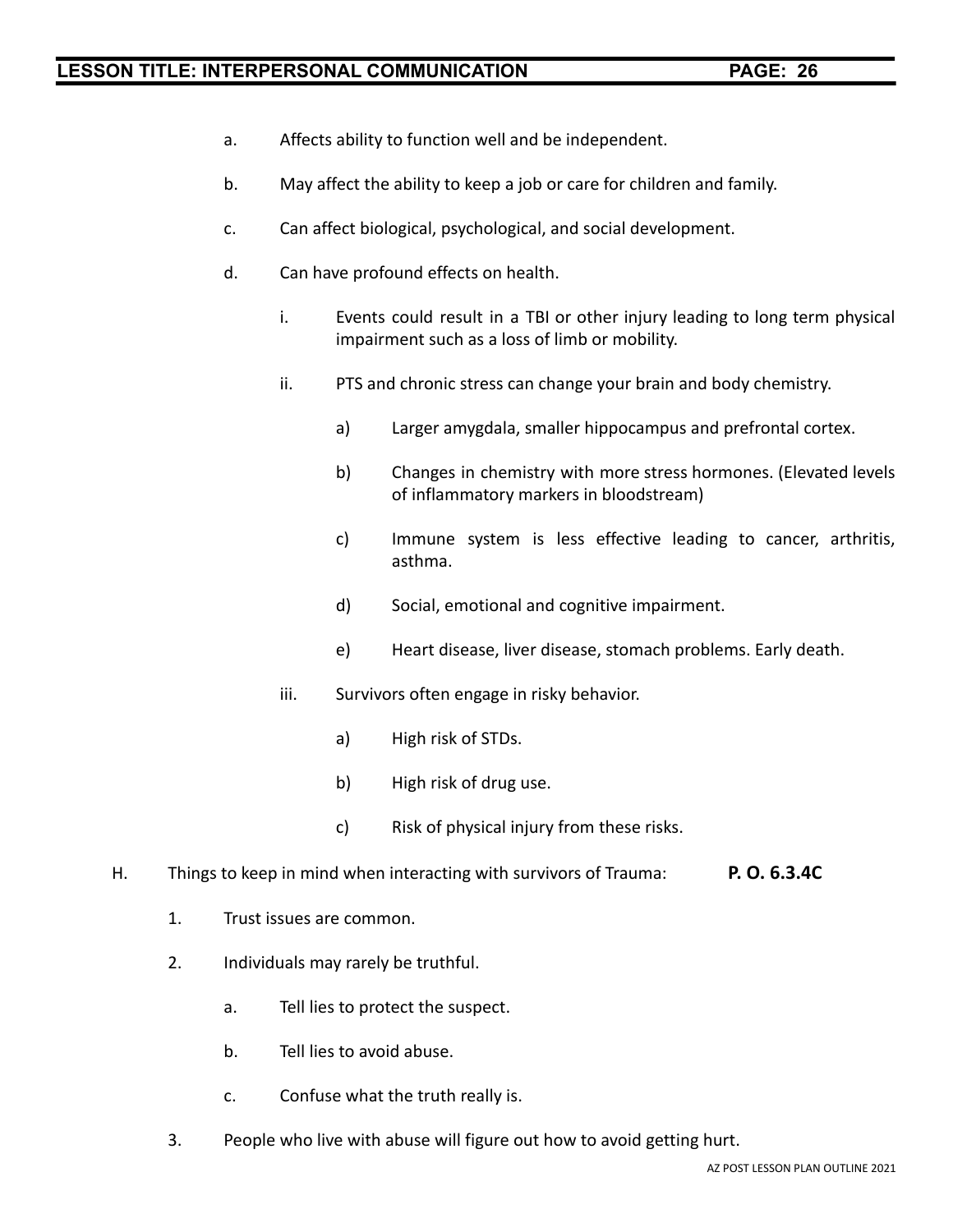a. Affects ability to function well and be independent.

b. May affect the ability to keep a job or care for children and family.

c. Can affect biological, psychological, and social development.

d. Can have profound effects on health.

   i. Events could result in a TBI or other injury leading to long term physical impairment such as a loss of limb or mobility.

   ii. PTS and chronic stress can change your brain and body chemistry.

      a) Larger amygdala, smaller hippocampus and prefrontal cortex.

      b) Changes in chemistry with more stress hormones. (Elevated levels of inflammatory markers in bloodstream)

      c) Immune system is less effective leading to cancer, arthritis, asthma.

      d) Social, emotional and cognitive impairment.

      e) Heart disease, liver disease, stomach problems. Early death.

   iii. Survivors often engage in risky behavior.

      a) High risk of STDs.

      b) High risk of drug use.

      c) Risk of physical injury from these risks.

H. Things to keep in mind when interacting with survivors of Trauma: **P. O. 6.3.4C**

1. Trust issues are common.

2. Individuals may rarely be truthful.

   a. Tell lies to protect the suspect.

   b. Tell lies to avoid abuse.

   c. Confuse what the truth really is.

3. People who live with abuse will figure out how to avoid getting hurt.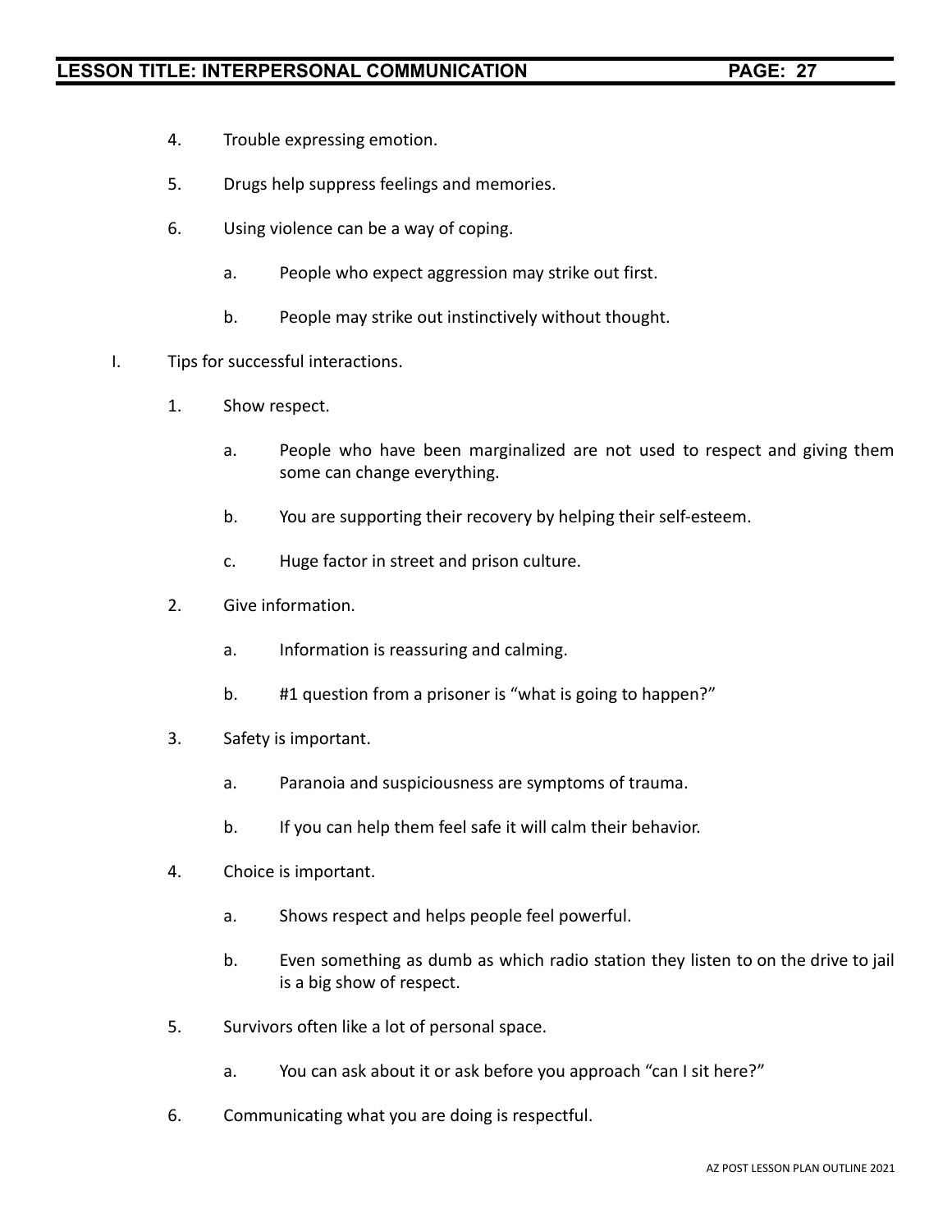4. Trouble expressing emotion.

5. Drugs help suppress feelings and memories.

6. Using violence can be a way of coping.

    a. People who expect aggression may strike out first.

    b. People may strike out instinctively without thought.

I. Tips for successful interactions.

1. Show respect.

    a. People who have been marginalized are not used to respect and giving them some can change everything.

    b. You are supporting their recovery by helping their self-esteem.

    c. Huge factor in street and prison culture.

2. Give information.

    a. Information is reassuring and calming.

    b. #1 question from a prisoner is "what is going to happen?"

3. Safety is important.

    a. Paranoia and suspiciousness are symptoms of trauma.

    b. If you can help them feel safe it will calm their behavior.

4. Choice is important.

    a. Shows respect and helps people feel powerful.

    b. Even something as dumb as which radio station they listen to on the drive to jail is a big show of respect.

5. Survivors often like a lot of personal space.

    a. You can ask about it or ask before you approach "can I sit here?"

6. Communicating what you are doing is respectful.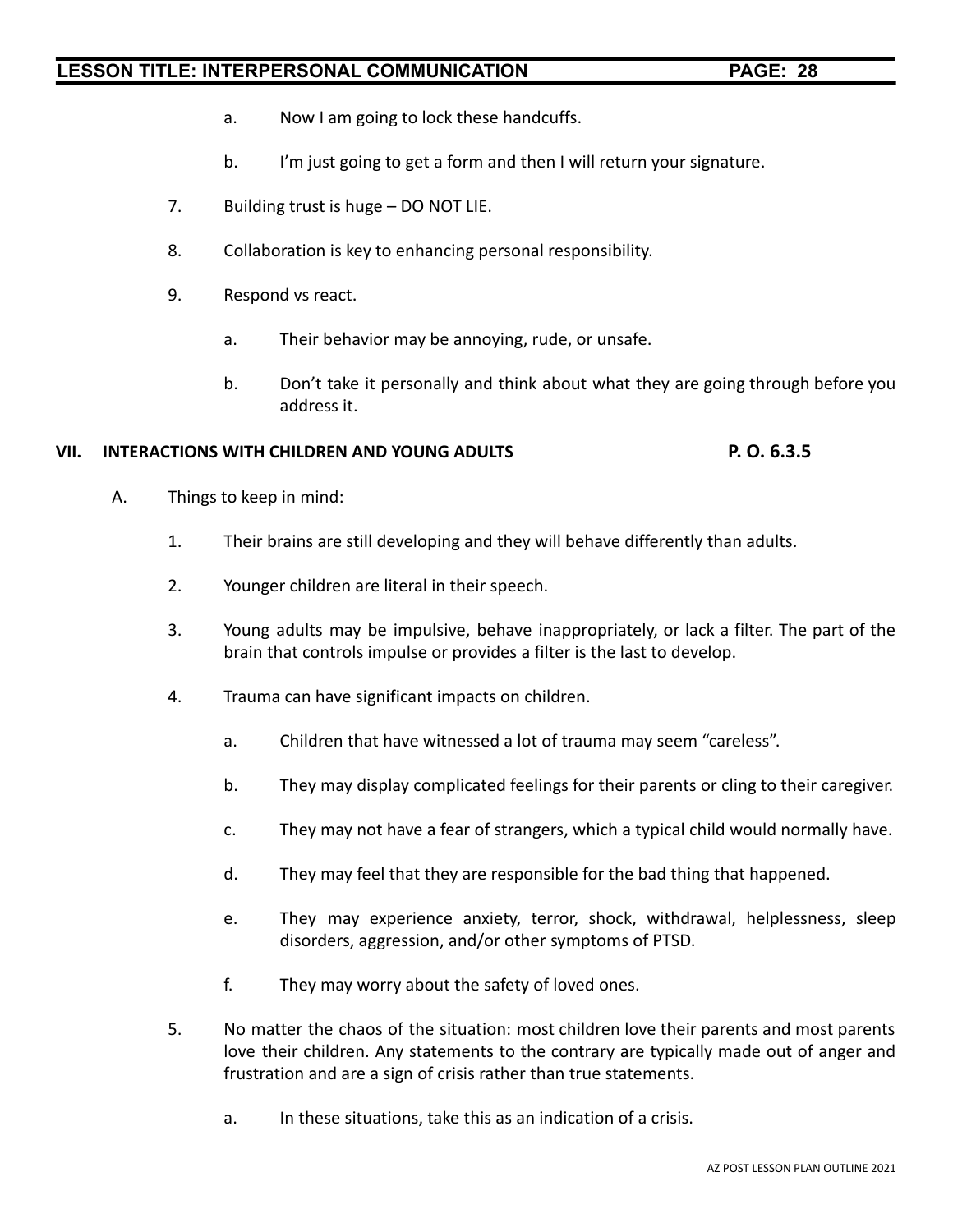a. Now I am going to lock these handcuffs.

b. I'm just going to get a form and then I will return your signature.

7. Building trust is huge – DO NOT LIE.

8. Collaboration is key to enhancing personal responsibility.

9. Respond vs react.

    a. Their behavior may be annoying, rude, or unsafe.

    b. Don't take it personally and think about what they are going through before you address it.

## VII. INTERACTIONS WITH CHILDREN AND YOUNG ADULTS — P. O. 6.3.5

A. Things to keep in mind:

1. Their brains are still developing and they will behave differently than adults.

2. Younger children are literal in their speech.

3. Young adults may be impulsive, behave inappropriately, or lack a filter. The part of the brain that controls impulse or provides a filter is the last to develop.

4. Trauma can have significant impacts on children.

    a. Children that have witnessed a lot of trauma may seem "careless".

    b. They may display complicated feelings for their parents or cling to their caregiver.

    c. They may not have a fear of strangers, which a typical child would normally have.

    d. They may feel that they are responsible for the bad thing that happened.

    e. They may experience anxiety, terror, shock, withdrawal, helplessness, sleep disorders, aggression, and/or other symptoms of PTSD.

    f. They may worry about the safety of loved ones.

5. No matter the chaos of the situation: most children love their parents and most parents love their children. Any statements to the contrary are typically made out of anger and frustration and are a sign of crisis rather than true statements.

    a. In these situations, take this as an indication of a crisis.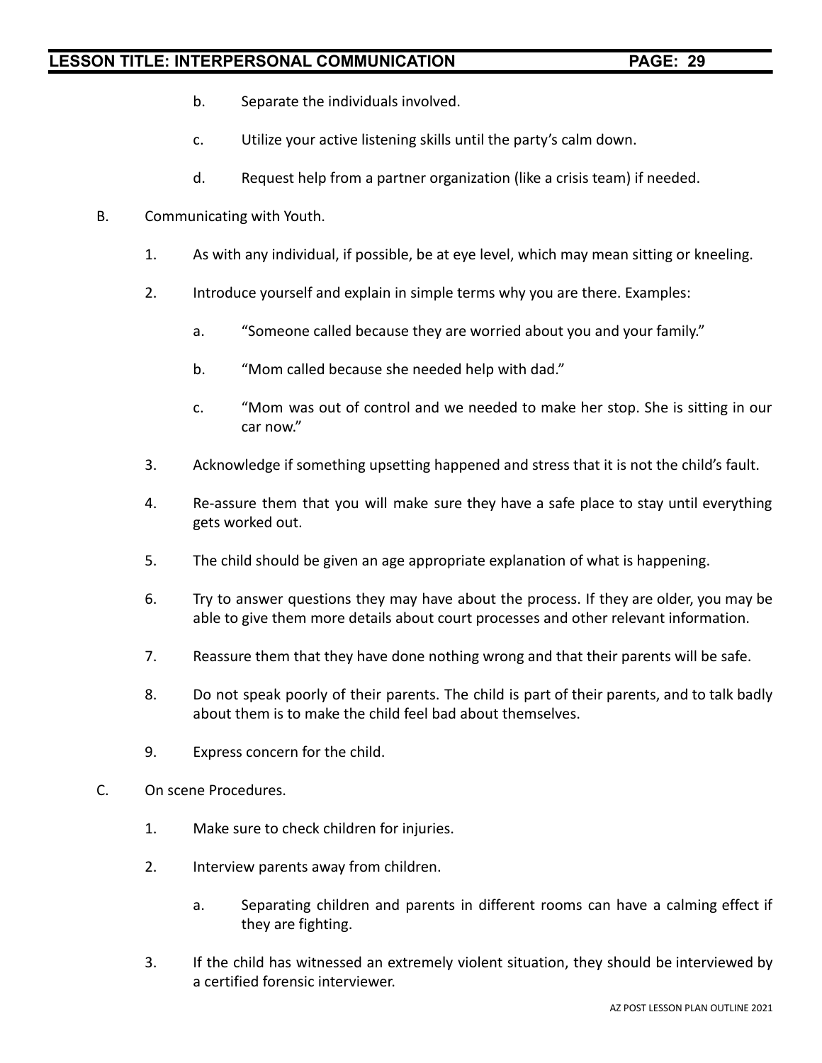b. Separate the individuals involved.

c. Utilize your active listening skills until the party's calm down.

d. Request help from a partner organization (like a crisis team) if needed.

B. Communicating with Youth.

1. As with any individual, if possible, be at eye level, which may mean sitting or kneeling.

2. Introduce yourself and explain in simple terms why you are there. Examples:

   a. "Someone called because they are worried about you and your family."

   b. "Mom called because she needed help with dad."

   c. "Mom was out of control and we needed to make her stop. She is sitting in our car now."

3. Acknowledge if something upsetting happened and stress that it is not the child's fault.

4. Re-assure them that you will make sure they have a safe place to stay until everything gets worked out.

5. The child should be given an age appropriate explanation of what is happening.

6. Try to answer questions they may have about the process. If they are older, you may be able to give them more details about court processes and other relevant information.

7. Reassure them that they have done nothing wrong and that their parents will be safe.

8. Do not speak poorly of their parents. The child is part of their parents, and to talk badly about them is to make the child feel bad about themselves.

9. Express concern for the child.

C. On scene Procedures.

1. Make sure to check children for injuries.

2. Interview parents away from children.

   a. Separating children and parents in different rooms can have a calming effect if they are fighting.

3. If the child has witnessed an extremely violent situation, they should be interviewed by a certified forensic interviewer.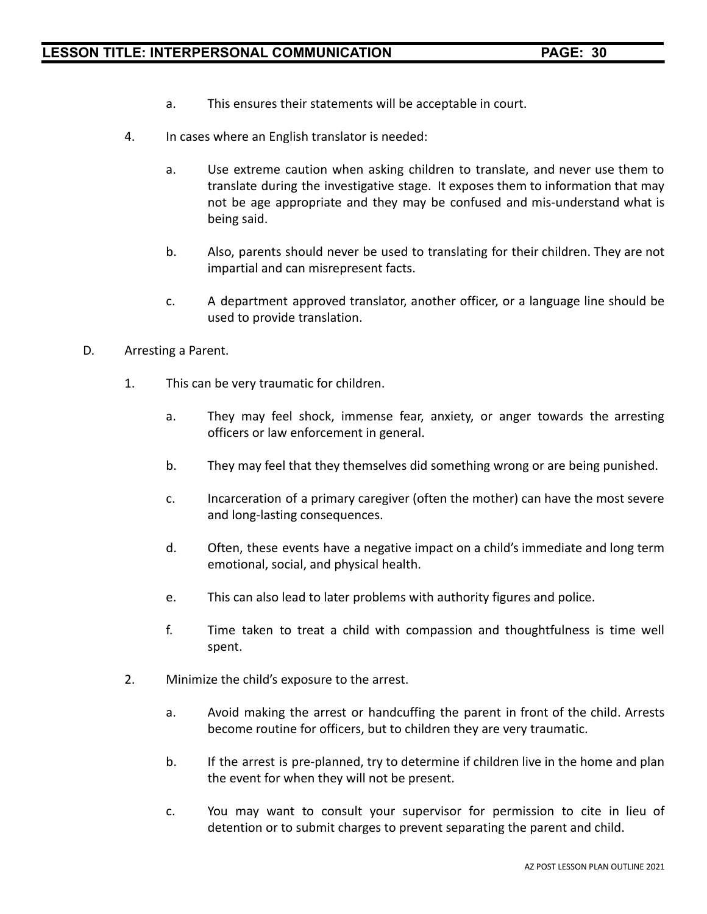a. This ensures their statements will be acceptable in court.

4. In cases where an English translator is needed:

   a. Use extreme caution when asking children to translate, and never use them to translate during the investigative stage. It exposes them to information that may not be age appropriate and they may be confused and mis-understand what is being said.

   b. Also, parents should never be used to translating for their children. They are not impartial and can misrepresent facts.

   c. A department approved translator, another officer, or a language line should be used to provide translation.

D. Arresting a Parent.

1. This can be very traumatic for children.

   a. They may feel shock, immense fear, anxiety, or anger towards the arresting officers or law enforcement in general.

   b. They may feel that they themselves did something wrong or are being punished.

   c. Incarceration of a primary caregiver (often the mother) can have the most severe and long-lasting consequences.

   d. Often, these events have a negative impact on a child's immediate and long term emotional, social, and physical health.

   e. This can also lead to later problems with authority figures and police.

   f. Time taken to treat a child with compassion and thoughtfulness is time well spent.

2. Minimize the child's exposure to the arrest.

   a. Avoid making the arrest or handcuffing the parent in front of the child. Arrests become routine for officers, but to children they are very traumatic.

   b. If the arrest is pre-planned, try to determine if children live in the home and plan the event for when they will not be present.

   c. You may want to consult your supervisor for permission to cite in lieu of detention or to submit charges to prevent separating the parent and child.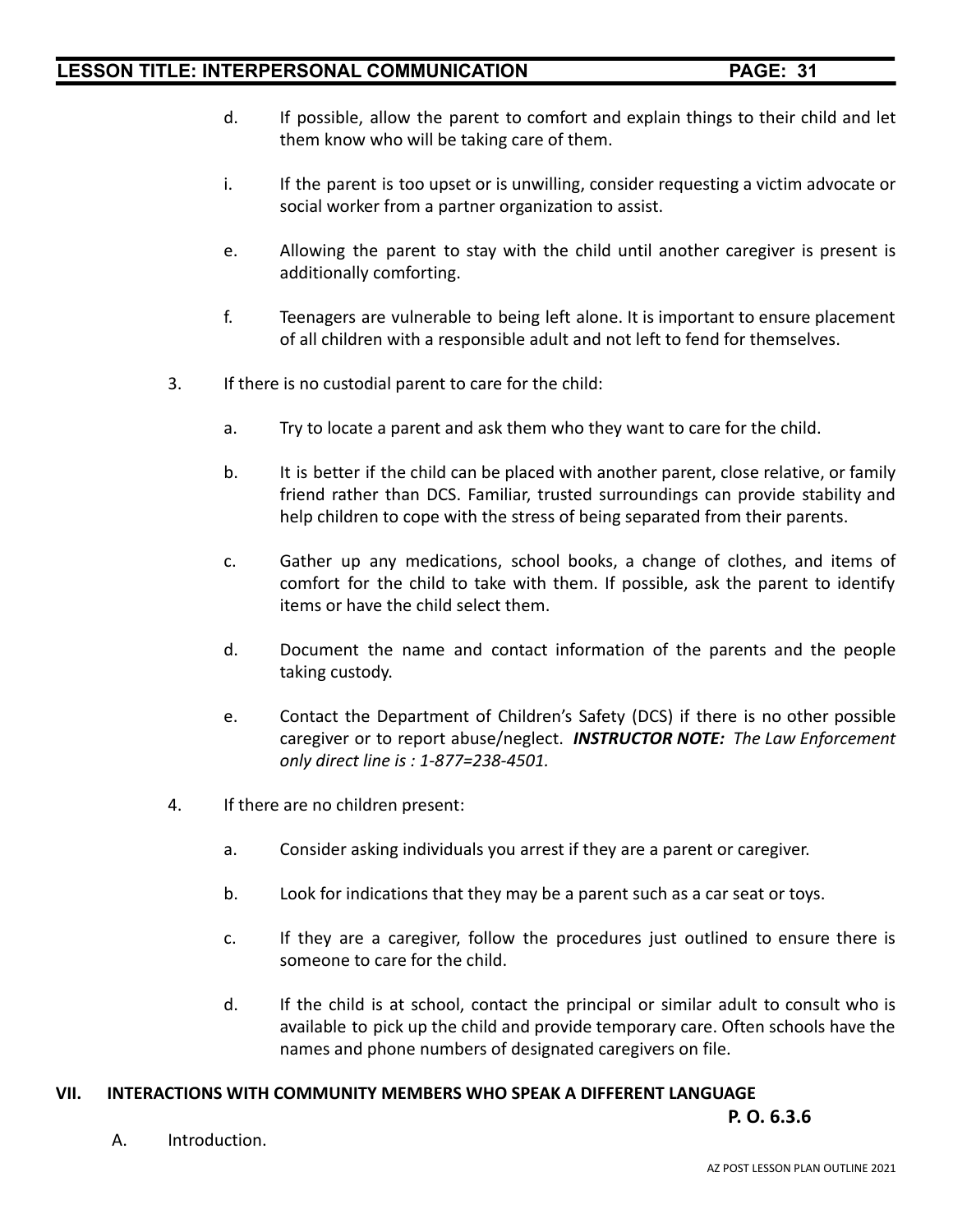d. If possible, allow the parent to comfort and explain things to their child and let them know who will be taking care of them.

i. If the parent is too upset or is unwilling, consider requesting a victim advocate or social worker from a partner organization to assist.

e. Allowing the parent to stay with the child until another caregiver is present is additionally comforting.

f. Teenagers are vulnerable to being left alone. It is important to ensure placement of all children with a responsible adult and not left to fend for themselves.

3. If there is no custodial parent to care for the child:

a. Try to locate a parent and ask them who they want to care for the child.

b. It is better if the child can be placed with another parent, close relative, or family friend rather than DCS. Familiar, trusted surroundings can provide stability and help children to cope with the stress of being separated from their parents.

c. Gather up any medications, school books, a change of clothes, and items of comfort for the child to take with them. If possible, ask the parent to identify items or have the child select them.

d. Document the name and contact information of the parents and the people taking custody.

e. Contact the Department of Children's Safety (DCS) if there is no other possible caregiver or to report abuse/neglect. ***INSTRUCTOR NOTE:*** *The Law Enforcement only direct line is : 1-877=238-4501.*

4. If there are no children present:

a. Consider asking individuals you arrest if they are a parent or caregiver.

b. Look for indications that they may be a parent such as a car seat or toys.

c. If they are a caregiver, follow the procedures just outlined to ensure there is someone to care for the child.

d. If the child is at school, contact the principal or similar adult to consult who is available to pick up the child and provide temporary care. Often schools have the names and phone numbers of designated caregivers on file.

## VII. INTERACTIONS WITH COMMUNITY MEMBERS WHO SPEAK A DIFFERENT LANGUAGE

**P. O. 6.3.6**

A. Introduction.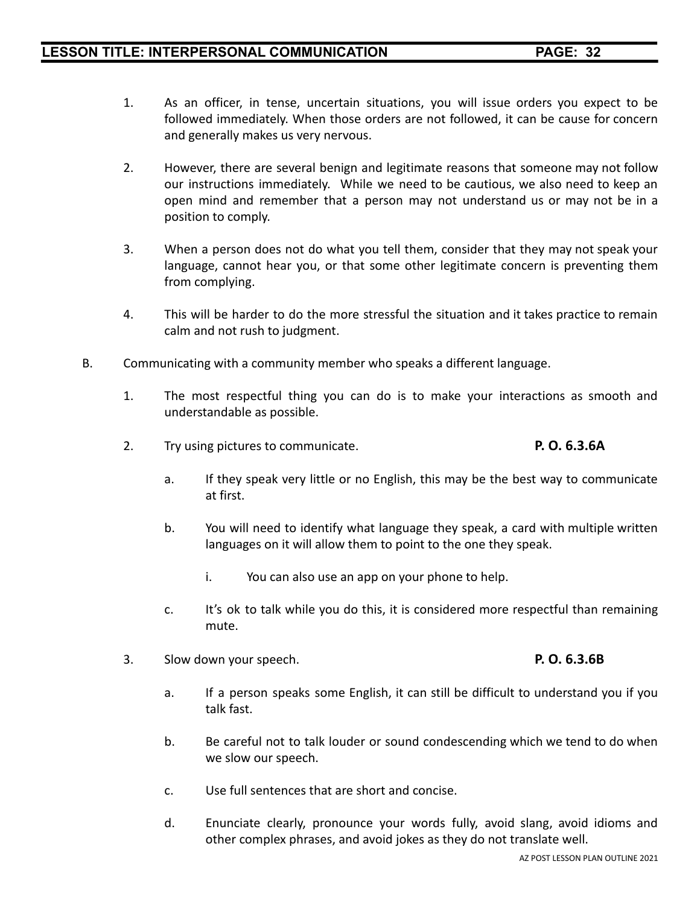1. As an officer, in tense, uncertain situations, you will issue orders you expect to be followed immediately. When those orders are not followed, it can be cause for concern and generally makes us very nervous.

2. However, there are several benign and legitimate reasons that someone may not follow our instructions immediately. While we need to be cautious, we also need to keep an open mind and remember that a person may not understand us or may not be in a position to comply.

3. When a person does not do what you tell them, consider that they may not speak your language, cannot hear you, or that some other legitimate concern is preventing them from complying.

4. This will be harder to do the more stressful the situation and it takes practice to remain calm and not rush to judgment.

B. Communicating with a community member who speaks a different language.

1. The most respectful thing you can do is to make your interactions as smooth and understandable as possible.

2. Try using pictures to communicate. **P. O. 6.3.6A**

   a. If they speak very little or no English, this may be the best way to communicate at first.

   b. You will need to identify what language they speak, a card with multiple written languages on it will allow them to point to the one they speak.

      i. You can also use an app on your phone to help.

   c. It's ok to talk while you do this, it is considered more respectful than remaining mute.

3. Slow down your speech. **P. O. 6.3.6B**

   a. If a person speaks some English, it can still be difficult to understand you if you talk fast.

   b. Be careful not to talk louder or sound condescending which we tend to do when we slow our speech.

   c. Use full sentences that are short and concise.

   d. Enunciate clearly, pronounce your words fully, avoid slang, avoid idioms and other complex phrases, and avoid jokes as they do not translate well.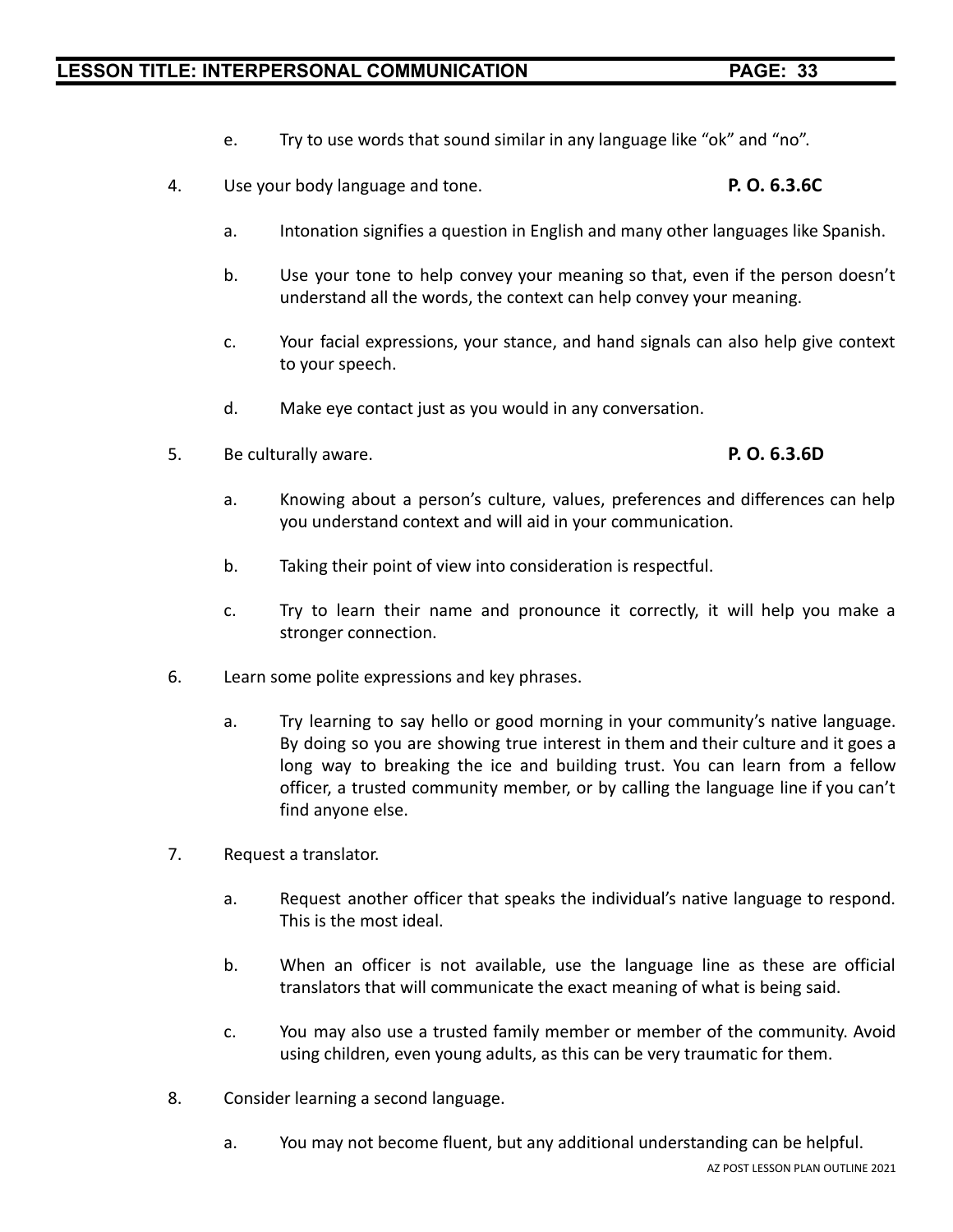e. Try to use words that sound similar in any language like "ok" and "no".

4. Use your body language and tone. **P. O. 6.3.6C**

   a. Intonation signifies a question in English and many other languages like Spanish.

   b. Use your tone to help convey your meaning so that, even if the person doesn't understand all the words, the context can help convey your meaning.

   c. Your facial expressions, your stance, and hand signals can also help give context to your speech.

   d. Make eye contact just as you would in any conversation.

5. Be culturally aware. **P. O. 6.3.6D**

   a. Knowing about a person's culture, values, preferences and differences can help you understand context and will aid in your communication.

   b. Taking their point of view into consideration is respectful.

   c. Try to learn their name and pronounce it correctly, it will help you make a stronger connection.

6. Learn some polite expressions and key phrases.

   a. Try learning to say hello or good morning in your community's native language. By doing so you are showing true interest in them and their culture and it goes a long way to breaking the ice and building trust. You can learn from a fellow officer, a trusted community member, or by calling the language line if you can't find anyone else.

7. Request a translator.

   a. Request another officer that speaks the individual's native language to respond. This is the most ideal.

   b. When an officer is not available, use the language line as these are official translators that will communicate the exact meaning of what is being said.

   c. You may also use a trusted family member or member of the community. Avoid using children, even young adults, as this can be very traumatic for them.

8. Consider learning a second language.

   a. You may not become fluent, but any additional understanding can be helpful.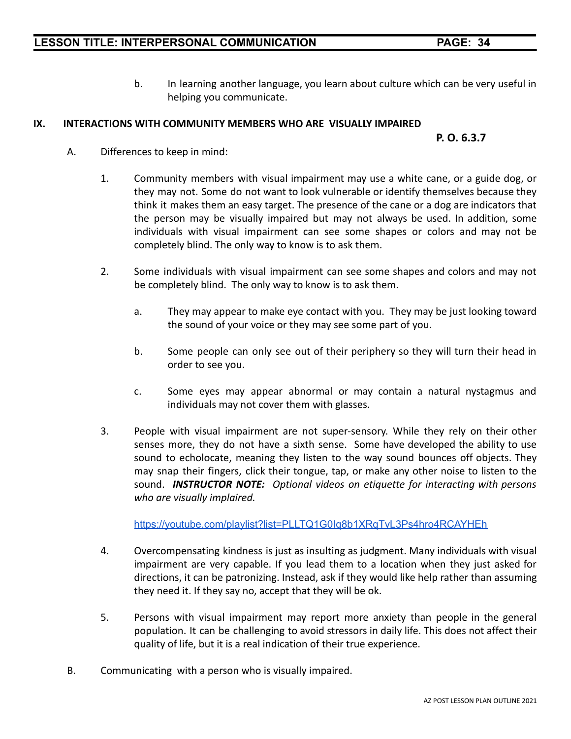b. In learning another language, you learn about culture which can be very useful in helping you communicate.

## IX. INTERACTIONS WITH COMMUNITY MEMBERS WHO ARE VISUALLY IMPAIRED

**P. O. 6.3.7**

A. Differences to keep in mind:

1. Community members with visual impairment may use a white cane, or a guide dog, or they may not. Some do not want to look vulnerable or identify themselves because they think it makes them an easy target. The presence of the cane or a dog are indicators that the person may be visually impaired but may not always be used. In addition, some individuals with visual impairment can see some shapes or colors and may not be completely blind. The only way to know is to ask them.

2. Some individuals with visual impairment can see some shapes and colors and may not be completely blind. The only way to know is to ask them.

   a. They may appear to make eye contact with you. They may be just looking toward the sound of your voice or they may see some part of you.

   b. Some people can only see out of their periphery so they will turn their head in order to see you.

   c. Some eyes may appear abnormal or may contain a natural nystagmus and individuals may not cover them with glasses.

3. People with visual impairment are not super-sensory. While they rely on their other senses more, they do not have a sixth sense. Some have developed the ability to use sound to echolocate, meaning they listen to the way sound bounces off objects. They may snap their fingers, click their tongue, tap, or make any other noise to listen to the sound. ***INSTRUCTOR NOTE:*** *Optional videos on etiquette for interacting with persons who are visually implaired.*

   https://youtube.com/playlist?list=PLLTQ1G0Iq8b1XRqTvL3Ps4hro4RCAYHEh

4. Overcompensating kindness is just as insulting as judgment. Many individuals with visual impairment are very capable. If you lead them to a location when they just asked for directions, it can be patronizing. Instead, ask if they would like help rather than assuming they need it. If they say no, accept that they will be ok.

5. Persons with visual impairment may report more anxiety than people in the general population. It can be challenging to avoid stressors in daily life. This does not affect their quality of life, but it is a real indication of their true experience.

B. Communicating with a person who is visually impaired.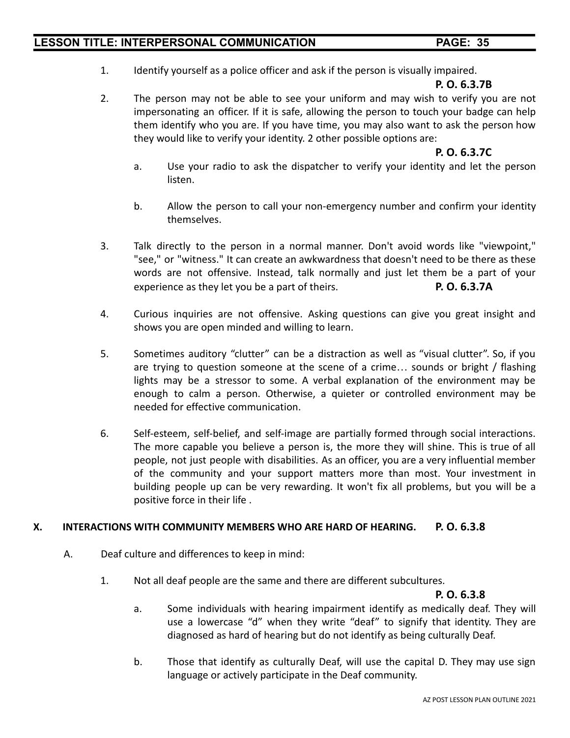1. Identify yourself as a police officer and ask if the person is visually impaired. **P. O. 6.3.7B**

2. The person may not be able to see your uniform and may wish to verify you are not impersonating an officer. If it is safe, allowing the person to touch your badge can help them identify who you are. If you have time, you may also want to ask the person how they would like to verify your identity. 2 other possible options are: **P. O. 6.3.7C**

   a. Use your radio to ask the dispatcher to verify your identity and let the person listen.

   b. Allow the person to call your non-emergency number and confirm your identity themselves.

3. Talk directly to the person in a normal manner. Don't avoid words like "viewpoint," "see," or "witness." It can create an awkwardness that doesn't need to be there as these words are not offensive. Instead, talk normally and just let them be a part of your experience as they let you be a part of theirs. **P. O. 6.3.7A**

4. Curious inquiries are not offensive. Asking questions can give you great insight and shows you are open minded and willing to learn.

5. Sometimes auditory "clutter" can be a distraction as well as "visual clutter". So, if you are trying to question someone at the scene of a crime… sounds or bright / flashing lights may be a stressor to some. A verbal explanation of the environment may be enough to calm a person. Otherwise, a quieter or controlled environment may be needed for effective communication.

6. Self-esteem, self-belief, and self-image are partially formed through social interactions. The more capable you believe a person is, the more they will shine. This is true of all people, not just people with disabilities. As an officer, you are a very influential member of the community and your support matters more than most. Your investment in building people up can be very rewarding. It won't fix all problems, but you will be a positive force in their life .

## X. INTERACTIONS WITH COMMUNITY MEMBERS WHO ARE HARD OF HEARING. P. O. 6.3.8

A. Deaf culture and differences to keep in mind:

1. Not all deaf people are the same and there are different subcultures. **P. O. 6.3.8**

   a. Some individuals with hearing impairment identify as medically deaf. They will use a lowercase "d" when they write "deaf" to signify that identity. They are diagnosed as hard of hearing but do not identify as being culturally Deaf.

   b. Those that identify as culturally Deaf, will use the capital D. They may use sign language or actively participate in the Deaf community.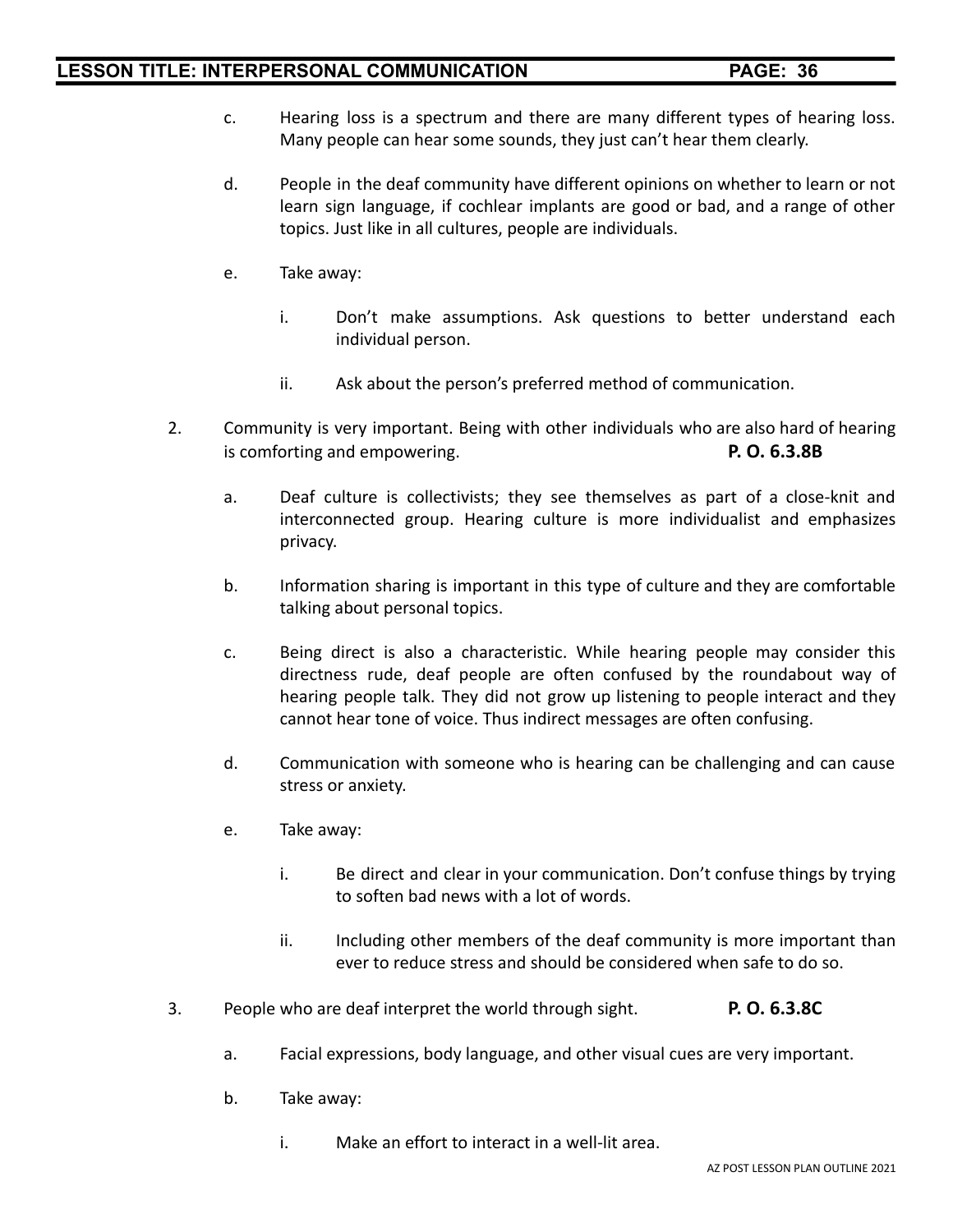c. Hearing loss is a spectrum and there are many different types of hearing loss. Many people can hear some sounds, they just can't hear them clearly.

d. People in the deaf community have different opinions on whether to learn or not learn sign language, if cochlear implants are good or bad, and a range of other topics. Just like in all cultures, people are individuals.

e. Take away:

i. Don't make assumptions. Ask questions to better understand each individual person.

ii. Ask about the person's preferred method of communication.

2. Community is very important. Being with other individuals who are also hard of hearing is comforting and empowering. **P. O. 6.3.8B**

a. Deaf culture is collectivists; they see themselves as part of a close-knit and interconnected group. Hearing culture is more individualist and emphasizes privacy.

b. Information sharing is important in this type of culture and they are comfortable talking about personal topics.

c. Being direct is also a characteristic. While hearing people may consider this directness rude, deaf people are often confused by the roundabout way of hearing people talk. They did not grow up listening to people interact and they cannot hear tone of voice. Thus indirect messages are often confusing.

d. Communication with someone who is hearing can be challenging and can cause stress or anxiety.

e. Take away:

i. Be direct and clear in your communication. Don't confuse things by trying to soften bad news with a lot of words.

ii. Including other members of the deaf community is more important than ever to reduce stress and should be considered when safe to do so.

3. People who are deaf interpret the world through sight. **P. O. 6.3.8C**

a. Facial expressions, body language, and other visual cues are very important.

b. Take away:

i. Make an effort to interact in a well-lit area.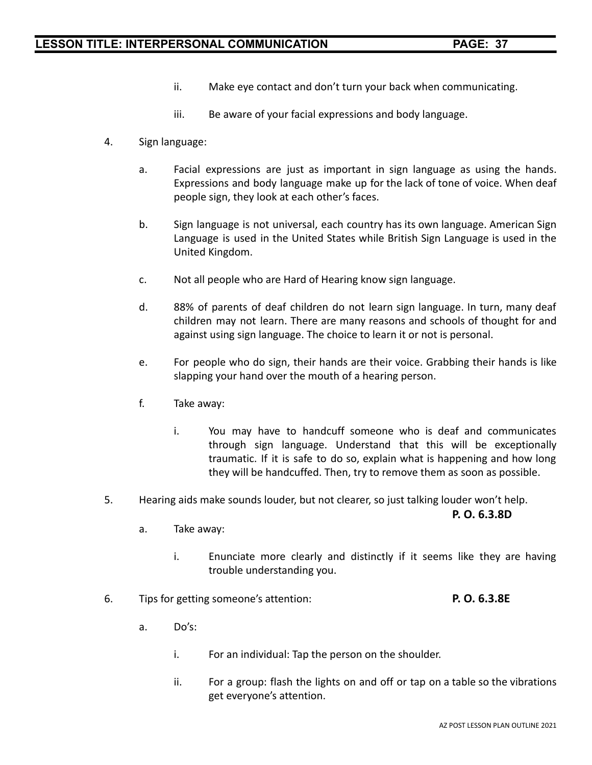ii. Make eye contact and don't turn your back when communicating.

iii. Be aware of your facial expressions and body language.

4. Sign language:

   a. Facial expressions are just as important in sign language as using the hands. Expressions and body language make up for the lack of tone of voice. When deaf people sign, they look at each other's faces.

   b. Sign language is not universal, each country has its own language. American Sign Language is used in the United States while British Sign Language is used in the United Kingdom.

   c. Not all people who are Hard of Hearing know sign language.

   d. 88% of parents of deaf children do not learn sign language. In turn, many deaf children may not learn. There are many reasons and schools of thought for and against using sign language. The choice to learn it or not is personal.

   e. For people who do sign, their hands are their voice. Grabbing their hands is like slapping your hand over the mouth of a hearing person.

   f. Take away:

      i. You may have to handcuff someone who is deaf and communicates through sign language. Understand that this will be exceptionally traumatic. If it is safe to do so, explain what is happening and how long they will be handcuffed. Then, try to remove them as soon as possible.

5. Hearing aids make sounds louder, but not clearer, so just talking louder won't help. **P. O. 6.3.8D**

   a. Take away:

      i. Enunciate more clearly and distinctly if it seems like they are having trouble understanding you.

6. Tips for getting someone's attention: **P. O. 6.3.8E**

   a. Do's:

      i. For an individual: Tap the person on the shoulder.

      ii. For a group: flash the lights on and off or tap on a table so the vibrations get everyone's attention.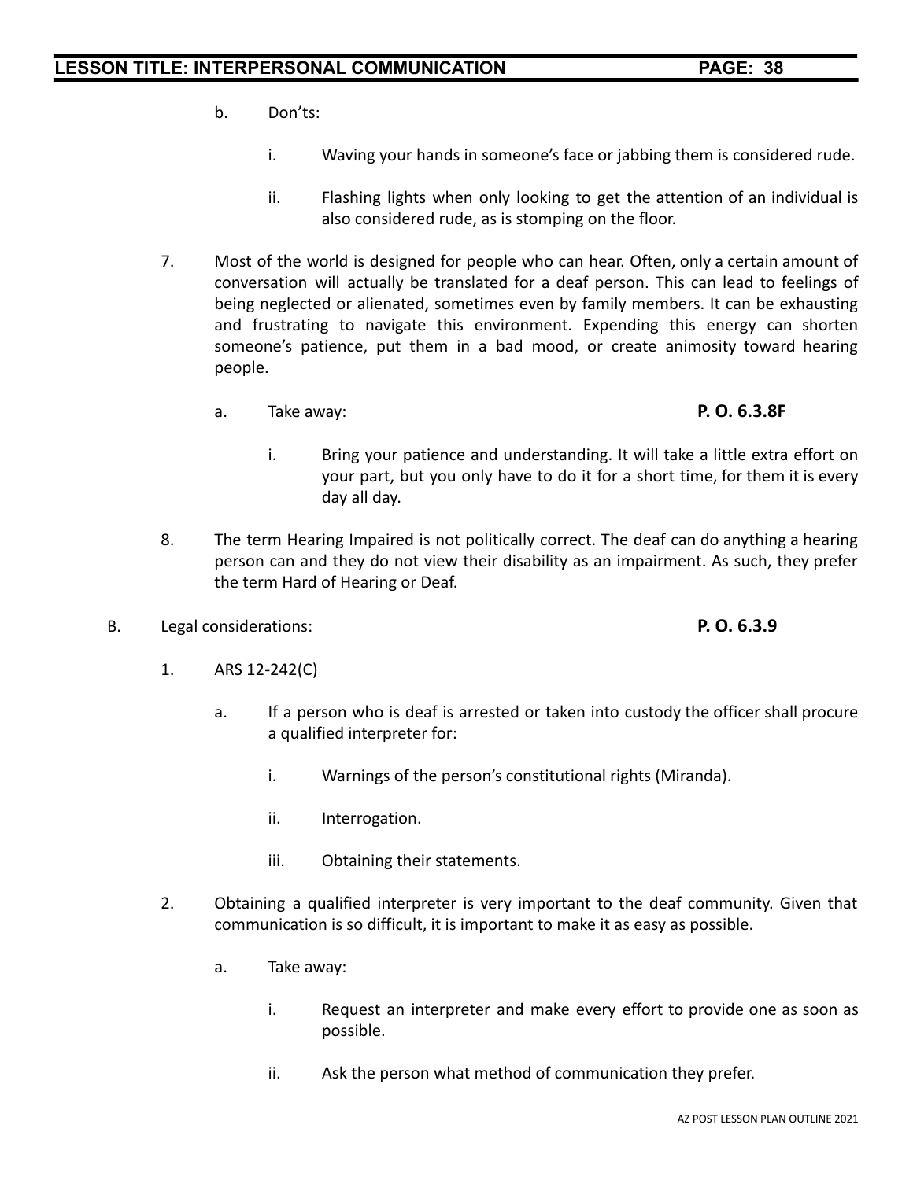b. Don'ts:

   i. Waving your hands in someone's face or jabbing them is considered rude.

   ii. Flashing lights when only looking to get the attention of an individual is also considered rude, as is stomping on the floor.

7. Most of the world is designed for people who can hear. Often, only a certain amount of conversation will actually be translated for a deaf person. This can lead to feelings of being neglected or alienated, sometimes even by family members. It can be exhausting and frustrating to navigate this environment. Expending this energy can shorten someone's patience, put them in a bad mood, or create animosity toward hearing people.

   a. Take away: **P. O. 6.3.8F**

      i. Bring your patience and understanding. It will take a little extra effort on your part, but you only have to do it for a short time, for them it is every day all day.

8. The term Hearing Impaired is not politically correct. The deaf can do anything a hearing person can and they do not view their disability as an impairment. As such, they prefer the term Hard of Hearing or Deaf.

B. Legal considerations: **P. O. 6.3.9**

1. ARS 12-242(C)

   a. If a person who is deaf is arrested or taken into custody the officer shall procure a qualified interpreter for:

      i. Warnings of the person's constitutional rights (Miranda).

      ii. Interrogation.

      iii. Obtaining their statements.

2. Obtaining a qualified interpreter is very important to the deaf community. Given that communication is so difficult, it is important to make it as easy as possible.

   a. Take away:

      i. Request an interpreter and make every effort to provide one as soon as possible.

      ii. Ask the person what method of communication they prefer.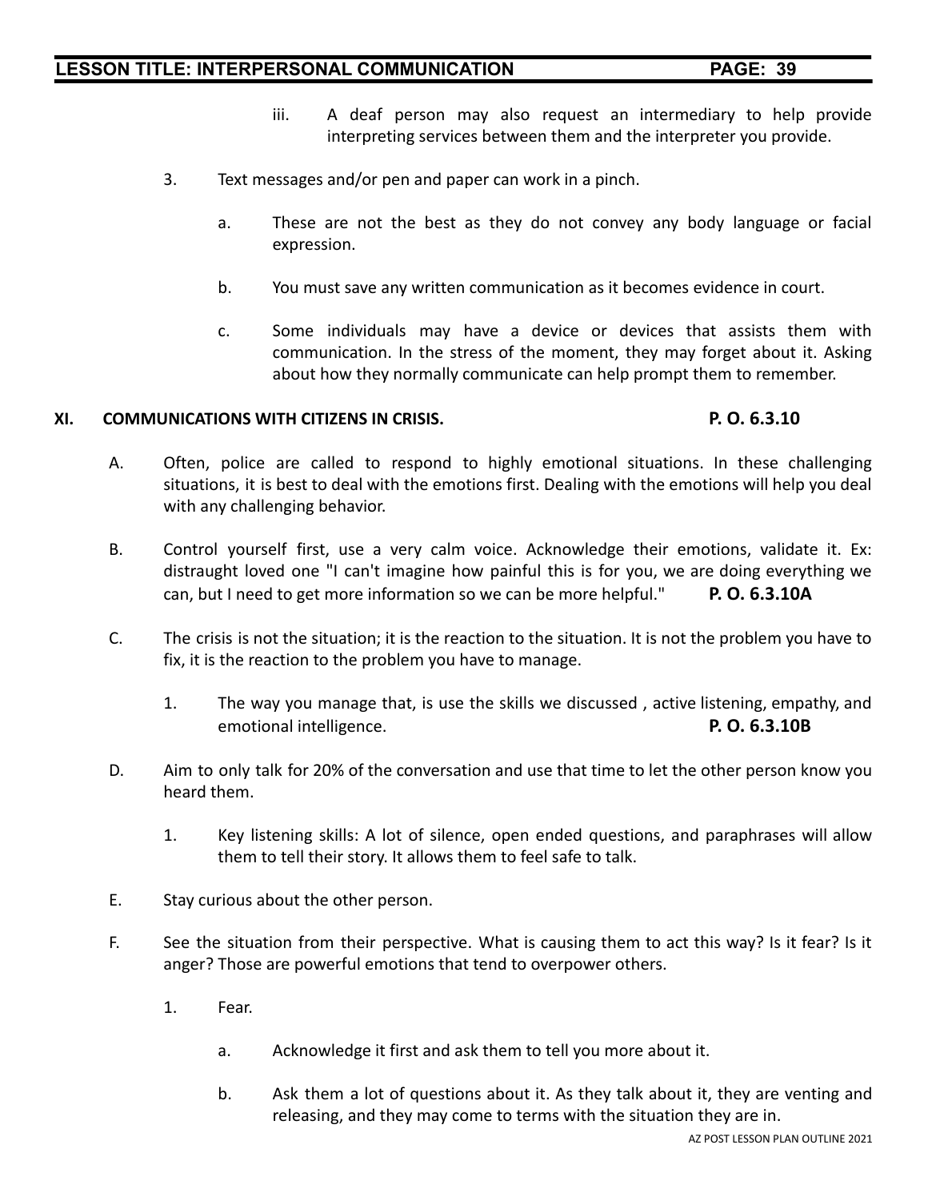iii. A deaf person may also request an intermediary to help provide interpreting services between them and the interpreter you provide.

3. Text messages and/or pen and paper can work in a pinch.

   a. These are not the best as they do not convey any body language or facial expression.

   b. You must save any written communication as it becomes evidence in court.

   c. Some individuals may have a device or devices that assists them with communication. In the stress of the moment, they may forget about it. Asking about how they normally communicate can help prompt them to remember.

## XI. COMMUNICATIONS WITH CITIZENS IN CRISIS. **P. O. 6.3.10**

A. Often, police are called to respond to highly emotional situations. In these challenging situations, it is best to deal with the emotions first. Dealing with the emotions will help you deal with any challenging behavior.

B. Control yourself first, use a very calm voice. Acknowledge their emotions, validate it. Ex: distraught loved one "I can't imagine how painful this is for you, we are doing everything we can, but I need to get more information so we can be more helpful." **P. O. 6.3.10A**

C. The crisis is not the situation; it is the reaction to the situation. It is not the problem you have to fix, it is the reaction to the problem you have to manage.

   1. The way you manage that, is use the skills we discussed , active listening, empathy, and emotional intelligence. **P. O. 6.3.10B**

D. Aim to only talk for 20% of the conversation and use that time to let the other person know you heard them.

   1. Key listening skills: A lot of silence, open ended questions, and paraphrases will allow them to tell their story. It allows them to feel safe to talk.

E. Stay curious about the other person.

F. See the situation from their perspective. What is causing them to act this way? Is it fear? Is it anger? Those are powerful emotions that tend to overpower others.

   1. Fear.

      a. Acknowledge it first and ask them to tell you more about it.

      b. Ask them a lot of questions about it. As they talk about it, they are venting and releasing, and they may come to terms with the situation they are in.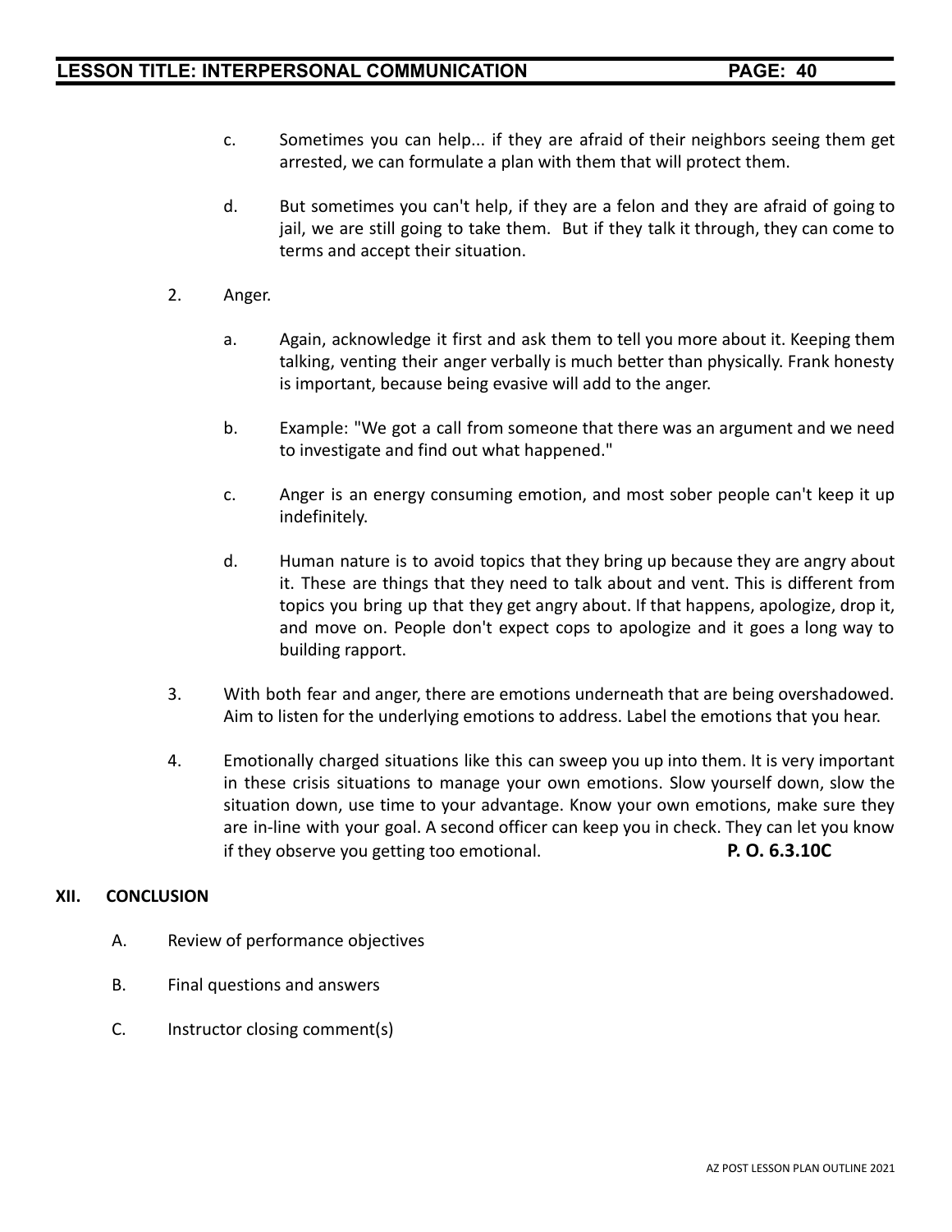c. Sometimes you can help... if they are afraid of their neighbors seeing them get arrested, we can formulate a plan with them that will protect them.

d. But sometimes you can't help, if they are a felon and they are afraid of going to jail, we are still going to take them. But if they talk it through, they can come to terms and accept their situation.

2. Anger.

   a. Again, acknowledge it first and ask them to tell you more about it. Keeping them talking, venting their anger verbally is much better than physically. Frank honesty is important, because being evasive will add to the anger.

   b. Example: "We got a call from someone that there was an argument and we need to investigate and find out what happened."

   c. Anger is an energy consuming emotion, and most sober people can't keep it up indefinitely.

   d. Human nature is to avoid topics that they bring up because they are angry about it. These are things that they need to talk about and vent. This is different from topics you bring up that they get angry about. If that happens, apologize, drop it, and move on. People don't expect cops to apologize and it goes a long way to building rapport.

3. With both fear and anger, there are emotions underneath that are being overshadowed. Aim to listen for the underlying emotions to address. Label the emotions that you hear.

4. Emotionally charged situations like this can sweep you up into them. It is very important in these crisis situations to manage your own emotions. Slow yourself down, slow the situation down, use time to your advantage. Know your own emotions, make sure they are in-line with your goal. A second officer can keep you in check. They can let you know if they observe you getting too emotional. **P. O. 6.3.10C**

## XII. CONCLUSION

A. Review of performance objectives

B. Final questions and answers

C. Instructor closing comment(s)